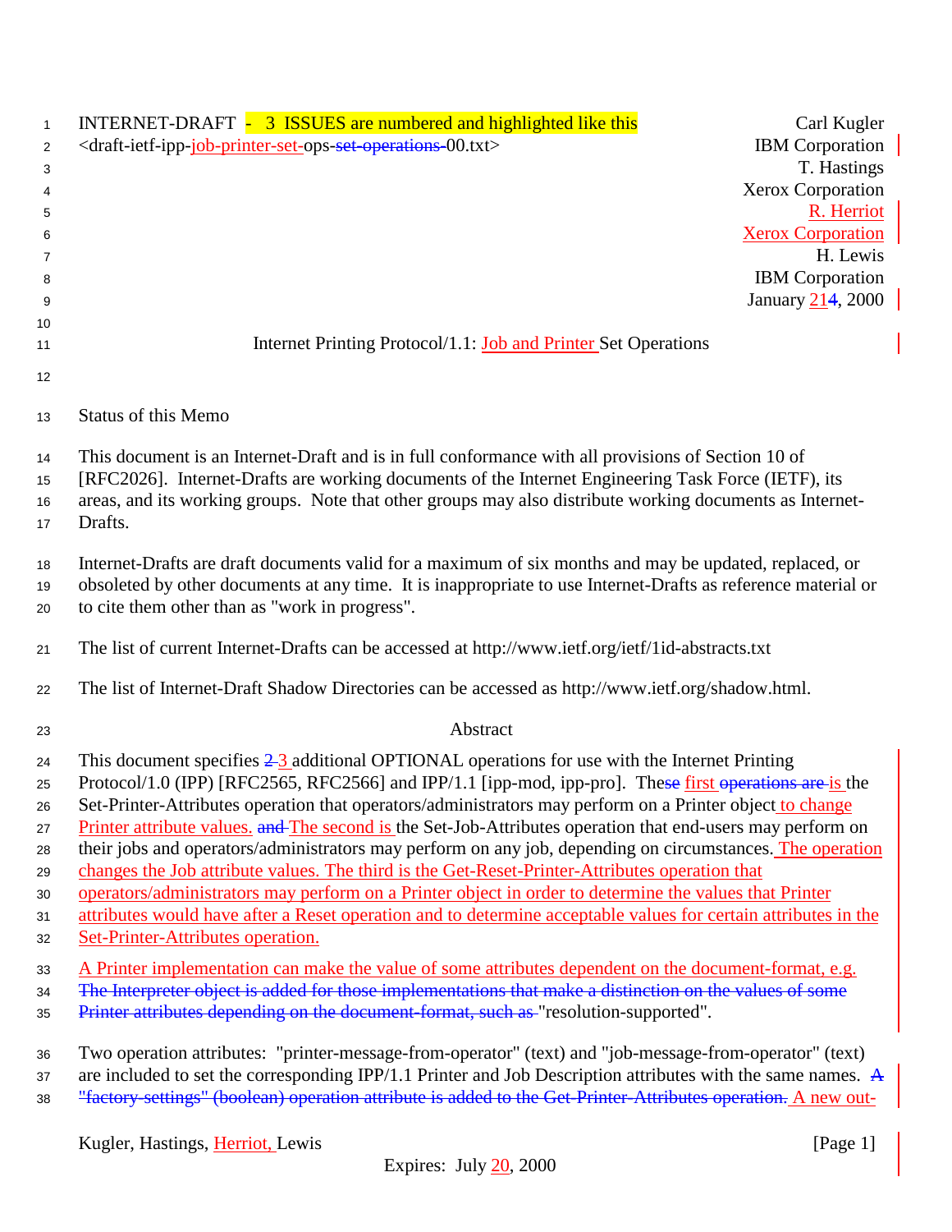INTERNET-DRAFT - 3 ISSUES are numbered and highlighted like this

<draft-ietf-ipp-job-printer-set-ops-set-operations-00.txt>

Carl Kugler
IBM Corporation
T. Hastings
Xerox Corporation
R. Herriot
Xerox Corporation
H. Lewis
IBM Corporation
January 214, 2000

# Internet Printing Protocol/1.1: Job and Printer Set Operations

## Status of this Memo

This document is an Internet-Draft and is in full conformance with all provisions of Section 10 of [RFC2026]. Internet-Drafts are working documents of the Internet Engineering Task Force (IETF), its areas, and its working groups. Note that other groups may also distribute working documents as Internet-Drafts.

Internet-Drafts are draft documents valid for a maximum of six months and may be updated, replaced, or obsoleted by other documents at any time. It is inappropriate to use Internet-Drafts as reference material or to cite them other than as "work in progress".

The list of current Internet-Drafts can be accessed at http://www.ietf.org/ietf/1id-abstracts.txt

The list of Internet-Draft Shadow Directories can be accessed as http://www.ietf.org/shadow.html.

## Abstract

This document specifies 2 3 additional OPTIONAL operations for use with the Internet Printing Protocol/1.0 (IPP) [RFC2565, RFC2566] and IPP/1.1 [ipp-mod, ipp-pro]. These first operations are is the Set-Printer-Attributes operation that operators/administrators may perform on a Printer object to change Printer attribute values. and The second is the Set-Job-Attributes operation that end-users may perform on their jobs and operators/administrators may perform on any job, depending on circumstances. The operation changes the Job attribute values. The third is the Get-Reset-Printer-Attributes operation that operators/administrators may perform on a Printer object in order to determine the values that Printer attributes would have after a Reset operation and to determine acceptable values for certain attributes in the Set-Printer-Attributes operation.

A Printer implementation can make the value of some attributes dependent on the document-format, e.g. ~~The Interpreter object is added for those implementations that make a distinction on the values of some Printer attributes depending on the document-format, such as~~ "resolution-supported".

Two operation attributes: "printer-message-from-operator" (text) and "job-message-from-operator" (text) are included to set the corresponding IPP/1.1 Printer and Job Description attributes with the same names. ~~A "factory-settings" (boolean) operation attribute is added to the Get-Printer-Attributes operation.~~ A new out-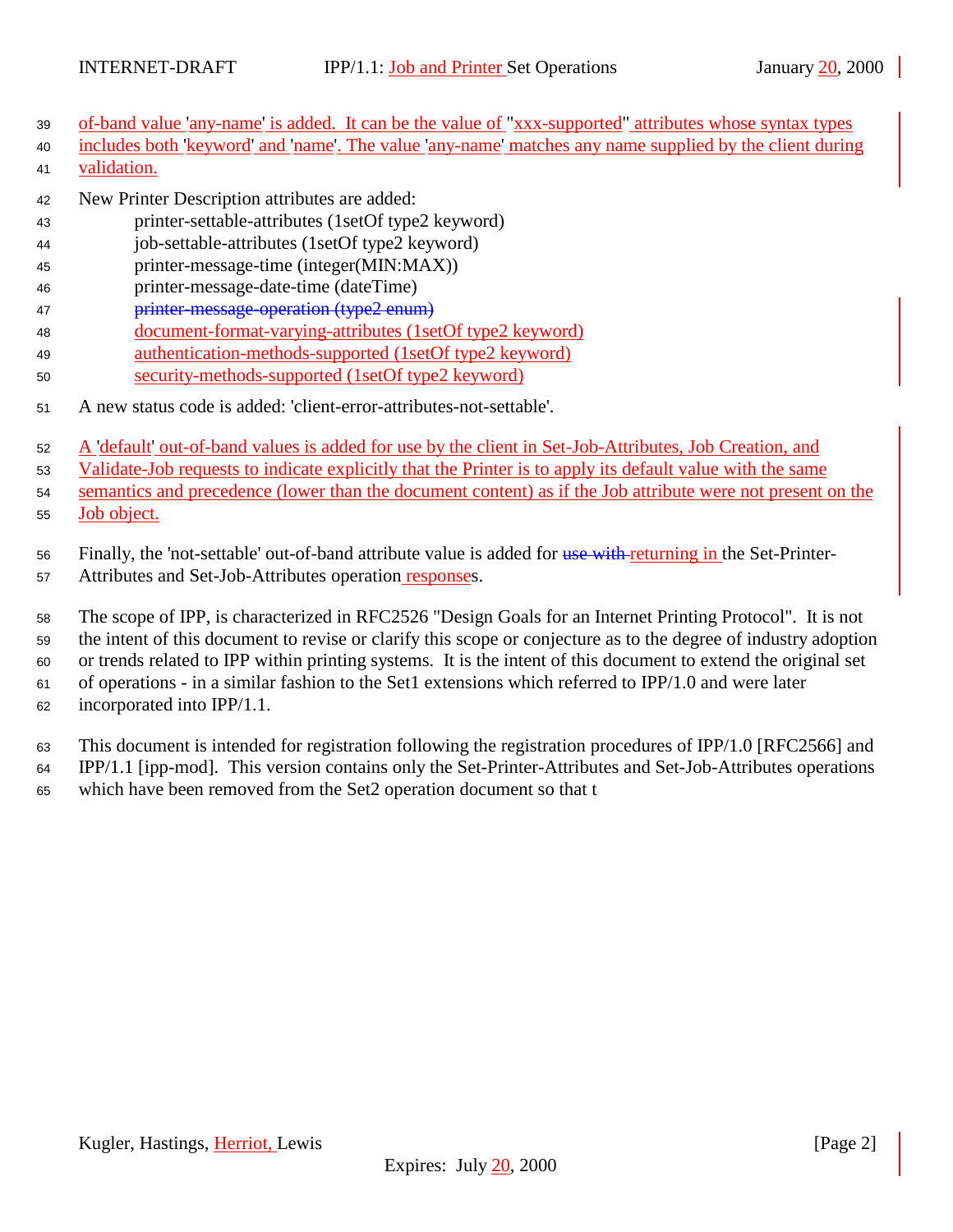of-band value 'any-name' is added. It can be the value of "xxx-supported" attributes whose syntax types includes both 'keyword' and 'name'. The value 'any-name' matches any name supplied by the client during validation.

New Printer Description attributes are added:

- printer-settable-attributes (1setOf type2 keyword)
- job-settable-attributes (1setOf type2 keyword)
- printer-message-time (integer(MIN:MAX))
- printer-message-date-time (dateTime)
- ~~printer-message-operation (type2 enum)~~
- document-format-varying-attributes (1setOf type2 keyword)
- authentication-methods-supported (1setOf type2 keyword)
- security-methods-supported (1setOf type2 keyword)

A new status code is added: 'client-error-attributes-not-settable'.

A 'default' out-of-band values is added for use by the client in Set-Job-Attributes, Job Creation, and Validate-Job requests to indicate explicitly that the Printer is to apply its default value with the same semantics and precedence (lower than the document content) as if the Job attribute were not present on the Job object.

Finally, the 'not-settable' out-of-band attribute value is added for ~~use with~~ returning in the Set-Printer-Attributes and Set-Job-Attributes operation responses.

The scope of IPP, is characterized in RFC2526 "Design Goals for an Internet Printing Protocol". It is not the intent of this document to revise or clarify this scope or conjecture as to the degree of industry adoption or trends related to IPP within printing systems. It is the intent of this document to extend the original set of operations - in a similar fashion to the Set1 extensions which referred to IPP/1.0 and were later incorporated into IPP/1.1.

This document is intended for registration following the registration procedures of IPP/1.0 [RFC2566] and IPP/1.1 [ipp-mod]. This version contains only the Set-Printer-Attributes and Set-Job-Attributes operations which have been removed from the Set2 operation document so that t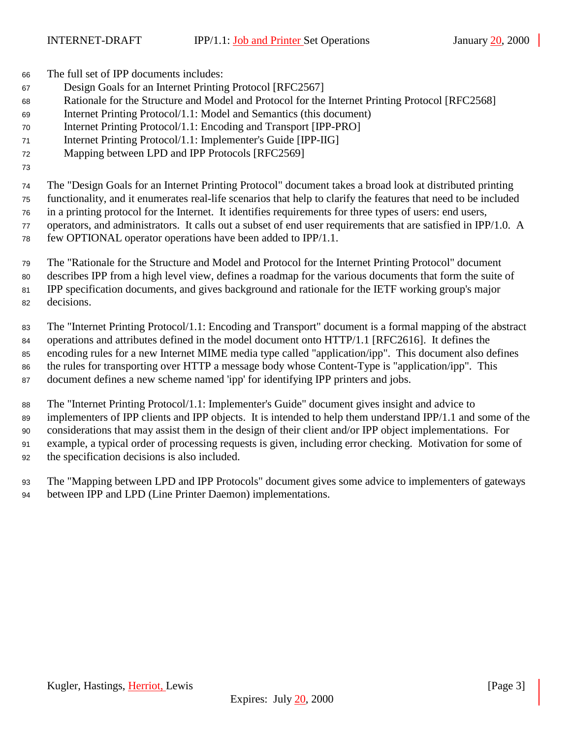The full set of IPP documents includes:

- Design Goals for an Internet Printing Protocol [RFC2567]
- Rationale for the Structure and Model and Protocol for the Internet Printing Protocol [RFC2568]
- Internet Printing Protocol/1.1: Model and Semantics (this document)
- Internet Printing Protocol/1.1: Encoding and Transport [IPP-PRO]
- Internet Printing Protocol/1.1: Implementer's Guide [IPP-IIG]
- Mapping between LPD and IPP Protocols [RFC2569]

The "Design Goals for an Internet Printing Protocol" document takes a broad look at distributed printing functionality, and it enumerates real-life scenarios that help to clarify the features that need to be included in a printing protocol for the Internet. It identifies requirements for three types of users: end users, operators, and administrators. It calls out a subset of end user requirements that are satisfied in IPP/1.0. A few OPTIONAL operator operations have been added to IPP/1.1.

The "Rationale for the Structure and Model and Protocol for the Internet Printing Protocol" document describes IPP from a high level view, defines a roadmap for the various documents that form the suite of IPP specification documents, and gives background and rationale for the IETF working group's major decisions.

The "Internet Printing Protocol/1.1: Encoding and Transport" document is a formal mapping of the abstract operations and attributes defined in the model document onto HTTP/1.1 [RFC2616]. It defines the encoding rules for a new Internet MIME media type called "application/ipp". This document also defines the rules for transporting over HTTP a message body whose Content-Type is "application/ipp". This document defines a new scheme named 'ipp' for identifying IPP printers and jobs.

The "Internet Printing Protocol/1.1: Implementer's Guide" document gives insight and advice to implementers of IPP clients and IPP objects. It is intended to help them understand IPP/1.1 and some of the considerations that may assist them in the design of their client and/or IPP object implementations. For example, a typical order of processing requests is given, including error checking. Motivation for some of the specification decisions is also included.

The "Mapping between LPD and IPP Protocols" document gives some advice to implementers of gateways between IPP and LPD (Line Printer Daemon) implementations.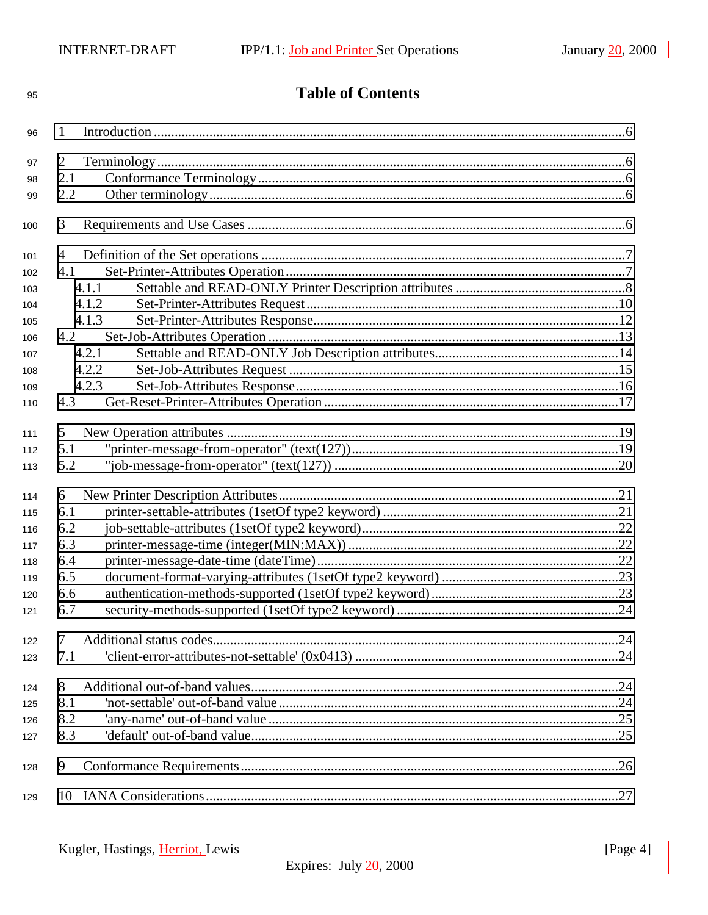# Table of Contents

1 Introduction ........................................................................................................................................6

2 Terminology .........................................................................................................................................6
2.1 Conformance Terminology ..............................................................................................................6
2.2 Other terminology ...........................................................................................................................6

3 Requirements and Use Cases ...............................................................................................................6

4 Definition of the Set operations ............................................................................................................7
4.1 Set-Printer-Attributes Operation ......................................................................................................7
4.1.1 Settable and READ-ONLY Printer Description attributes ..........................................................8
4.1.2 Set-Printer-Attributes Request ..................................................................................................10
4.1.3 Set-Printer-Attributes Response................................................................................................12
4.2 Set-Job-Attributes Operation .........................................................................................................13
4.2.1 Settable and READ-ONLY Job Description attributes..............................................................14
4.2.2 Set-Job-Attributes Request .......................................................................................................15
4.2.3 Set-Job-Attributes Response......................................................................................................16
4.3 Get-Reset-Printer-Attributes Operation .........................................................................................17

5 New Operation attributes ....................................................................................................................19
5.1 "printer-message-from-operator" (text(127))...................................................................................19
5.2 "job-message-from-operator" (text(127)) ......................................................................................20

6 New Printer Description Attributes.....................................................................................................21
6.1 printer-settable-attributes (1setOf type2 keyword) .........................................................................21
6.2 job-settable-attributes (1setOf type2 keyword).................................................................................22
6.3 printer-message-time (integer(MIN:MAX)) ....................................................................................22
6.4 printer-message-date-time (dateTime)............................................................................................22
6.5 document-format-varying-attributes (1setOf type2 keyword) .........................................................23
6.6 authentication-methods-supported (1setOf type2 keyword)...........................................................23
6.7 security-methods-supported (1setOf type2 keyword) .....................................................................24

7 Additional status codes........................................................................................................................24
7.1 'client-error-attributes-not-settable' (0x0413) .................................................................................24

8 Additional out-of-band values.............................................................................................................24
8.1 'not-settable' out-of-band value .......................................................................................................24
8.2 'any-name' out-of-band value ..........................................................................................................25
8.3 'default' out-of-band value...............................................................................................................25

9 Conformance Requirements.................................................................................................................26

10 IANA Considerations..........................................................................................................................27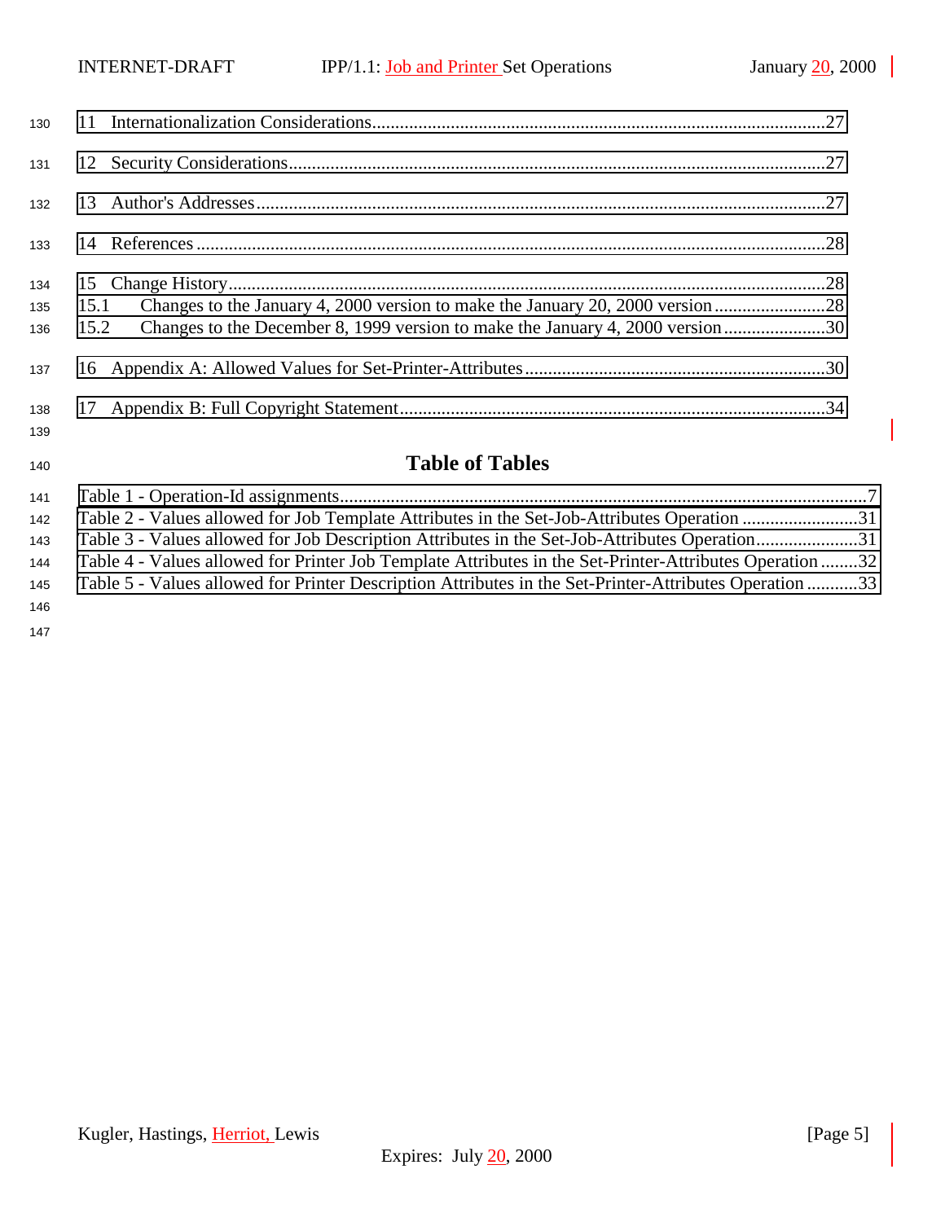11 Internationalization Considerations........................................................................................................27

12 Security Considerations.............................................................................................................................27

13 Author's Addresses....................................................................................................................................27

14 References ..................................................................................................................................................28

15 Change History..........................................................................................................................................28
15.1 Changes to the January 4, 2000 version to make the January 20, 2000 version.................................28
15.2 Changes to the December 8, 1999 version to make the January 4, 2000 version...............................30

16 Appendix A: Allowed Values for Set-Printer-Attributes .........................................................................30

17 Appendix B: Full Copyright Statement....................................................................................................34

## Table of Tables

Table 1 - Operation-Id assignments......................................................................................................................7
Table 2 - Values allowed for Job Template Attributes in the Set-Job-Attributes Operation ...........................31
Table 3 - Values allowed for Job Description Attributes in the Set-Job-Attributes Operation.......................31
Table 4 - Values allowed for Printer Job Template Attributes in the Set-Printer-Attributes Operation ........32
Table 5 - Values allowed for Printer Description Attributes in the Set-Printer-Attributes Operation ...........33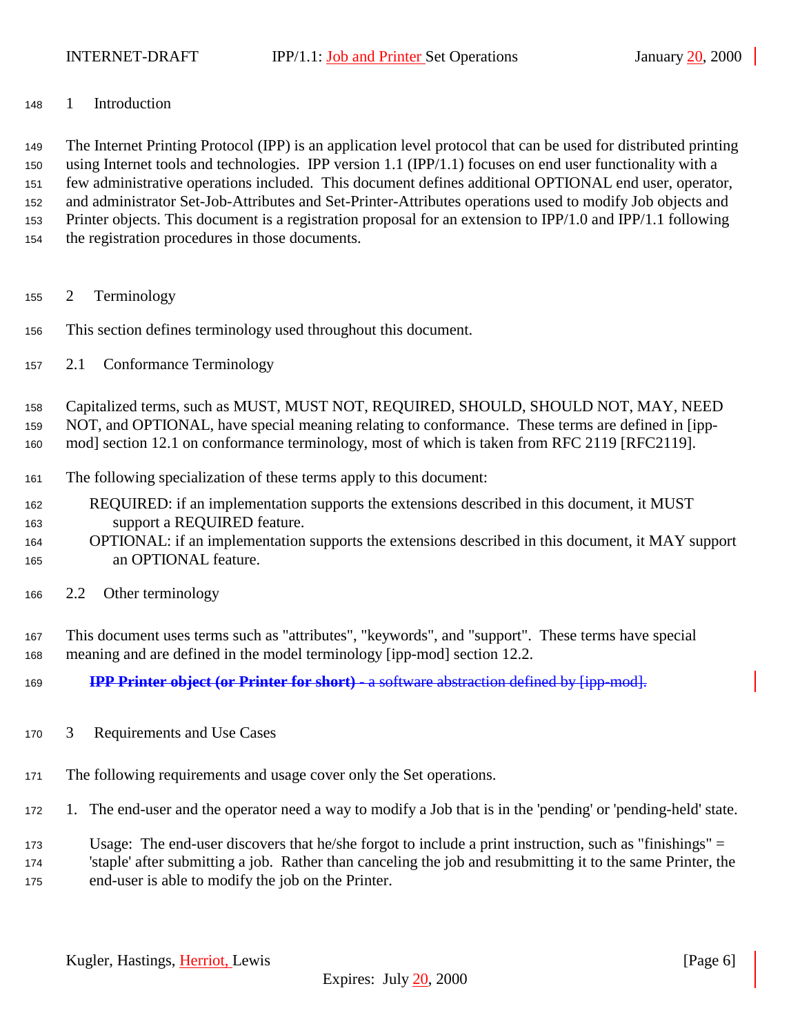# 1 Introduction

The Internet Printing Protocol (IPP) is an application level protocol that can be used for distributed printing using Internet tools and technologies. IPP version 1.1 (IPP/1.1) focuses on end user functionality with a few administrative operations included. This document defines additional OPTIONAL end user, operator, and administrator Set-Job-Attributes and Set-Printer-Attributes operations used to modify Job objects and Printer objects. This document is a registration proposal for an extension to IPP/1.0 and IPP/1.1 following the registration procedures in those documents.

# 2 Terminology

This section defines terminology used throughout this document.

## 2.1 Conformance Terminology

Capitalized terms, such as MUST, MUST NOT, REQUIRED, SHOULD, SHOULD NOT, MAY, NEED NOT, and OPTIONAL, have special meaning relating to conformance. These terms are defined in [ipp-mod] section 12.1 on conformance terminology, most of which is taken from RFC 2119 [RFC2119].

The following specialization of these terms apply to this document:

REQUIRED: if an implementation supports the extensions described in this document, it MUST support a REQUIRED feature.

OPTIONAL: if an implementation supports the extensions described in this document, it MAY support an OPTIONAL feature.

## 2.2 Other terminology

This document uses terms such as "attributes", "keywords", and "support". These terms have special meaning and are defined in the model terminology [ipp-mod] section 12.2.

~~**IPP Printer object (or Printer for short)** - a software abstraction defined by [ipp-mod].~~

# 3 Requirements and Use Cases

The following requirements and usage cover only the Set operations.

1. The end-user and the operator need a way to modify a Job that is in the 'pending' or 'pending-held' state.

   Usage: The end-user discovers that he/she forgot to include a print instruction, such as "finishings" = 'staple' after submitting a job. Rather than canceling the job and resubmitting it to the same Printer, the end-user is able to modify the job on the Printer.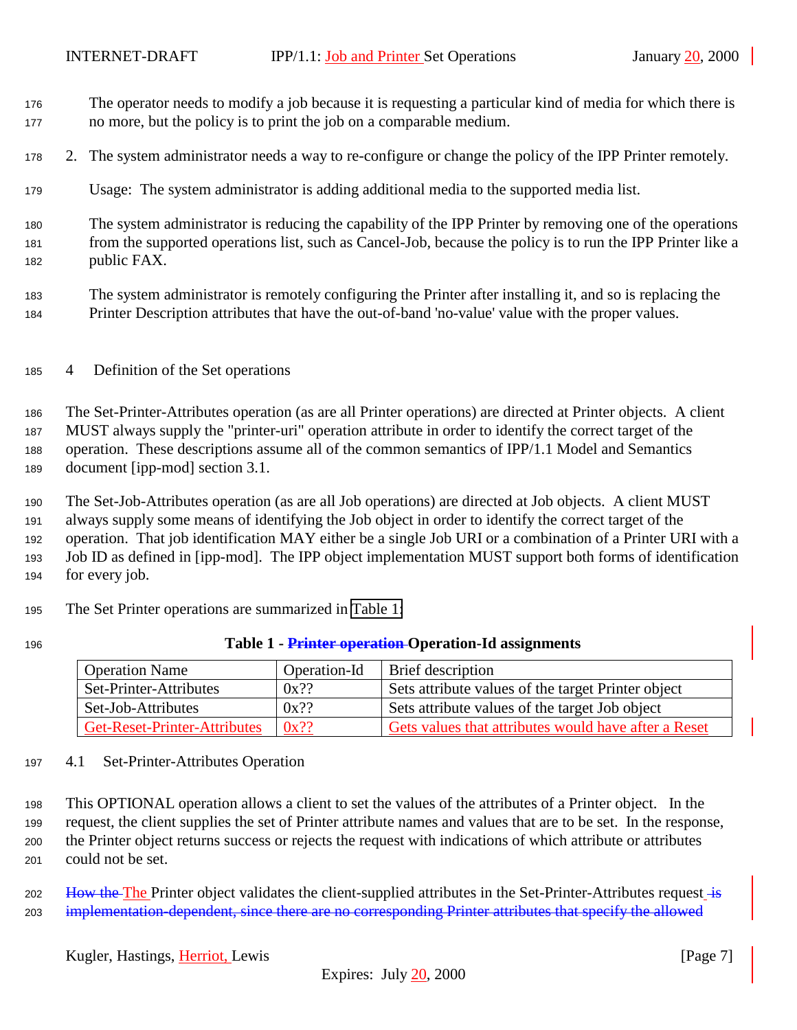The operator needs to modify a job because it is requesting a particular kind of media for which there is no more, but the policy is to print the job on a comparable medium.

2. The system administrator needs a way to re-configure or change the policy of the IPP Printer remotely.

   Usage: The system administrator is adding additional media to the supported media list.

   The system administrator is reducing the capability of the IPP Printer by removing one of the operations from the supported operations list, such as Cancel-Job, because the policy is to run the IPP Printer like a public FAX.

   The system administrator is remotely configuring the Printer after installing it, and so is replacing the Printer Description attributes that have the out-of-band 'no-value' value with the proper values.

# 4 Definition of the Set operations

The Set-Printer-Attributes operation (as are all Printer operations) are directed at Printer objects. A client MUST always supply the "printer-uri" operation attribute in order to identify the correct target of the operation. These descriptions assume all of the common semantics of IPP/1.1 Model and Semantics document [ipp-mod] section 3.1.

The Set-Job-Attributes operation (as are all Job operations) are directed at Job objects. A client MUST always supply some means of identifying the Job object in order to identify the correct target of the operation. That job identification MAY either be a single Job URI or a combination of a Printer URI with a Job ID as defined in [ipp-mod]. The IPP object implementation MUST support both forms of identification for every job.

The Set Printer operations are summarized in Table 1:

**Table 1 - ~~Printer operation~~ Operation-Id assignments**

| Operation Name | Operation-Id | Brief description |
|---|---|---|
| Set-Printer-Attributes | 0x?? | Sets attribute values of the target Printer object |
| Set-Job-Attributes | 0x?? | Sets attribute values of the target Job object |
| Get-Reset-Printer-Attributes | 0x?? | Gets values that attributes would have after a Reset |

## 4.1 Set-Printer-Attributes Operation

This OPTIONAL operation allows a client to set the values of the attributes of a Printer object. In the request, the client supplies the set of Printer attribute names and values that are to be set. In the response, the Printer object returns success or rejects the request with indications of which attribute or attributes could not be set.

~~How the~~ The Printer object validates the client-supplied attributes in the Set-Printer-Attributes request ~~is implementation-dependent, since there are no corresponding Printer attributes that specify the allowed~~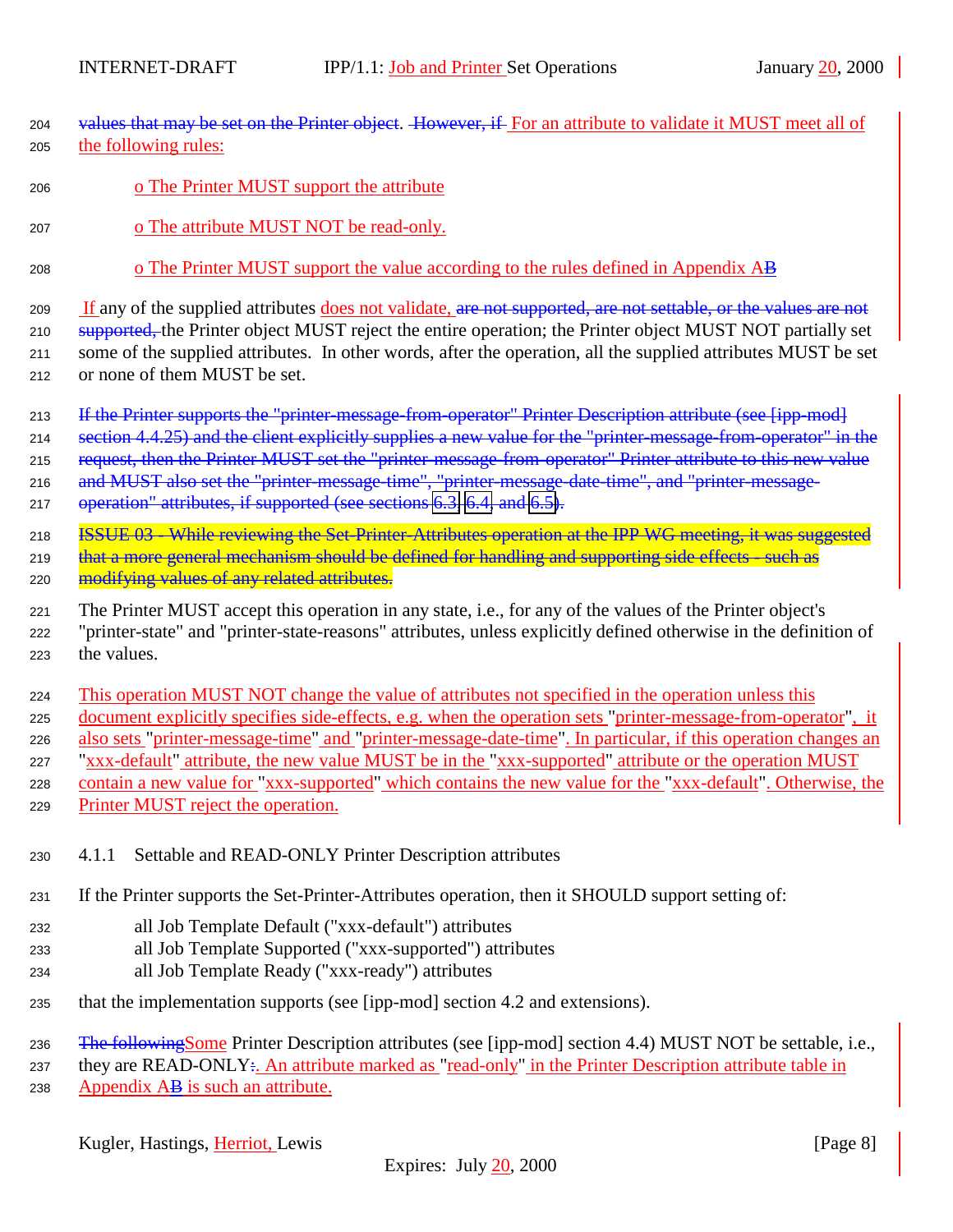values that may be set on the Printer object. However, if For an attribute to validate it MUST meet all of the following rules:

o The Printer MUST support the attribute

o The attribute MUST NOT be read-only.

o The Printer MUST support the value according to the rules defined in Appendix AB

If any of the supplied attributes does not validate, are not supported, are not settable, or the values are not supported, the Printer object MUST reject the entire operation; the Printer object MUST NOT partially set some of the supplied attributes. In other words, after the operation, all the supplied attributes MUST be set or none of them MUST be set.

If the Printer supports the "printer-message-from-operator" Printer Description attribute (see [ipp-mod] section 4.4.25) and the client explicitly supplies a new value for the "printer-message-from-operator" in the request, then the Printer MUST set the "printer-message-from-operator" Printer attribute to this new value and MUST also set the "printer-message-time", "printer-message-date-time", and "printer-message-operation" attributes, if supported (see sections 6.3, 6.4, and 6.5).

ISSUE 03 - While reviewing the Set-Printer-Attributes operation at the IPP WG meeting, it was suggested that a more general mechanism should be defined for handling and supporting side effects - such as modifying values of any related attributes.

The Printer MUST accept this operation in any state, i.e., for any of the values of the Printer object's "printer-state" and "printer-state-reasons" attributes, unless explicitly defined otherwise in the definition of the values.

This operation MUST NOT change the value of attributes not specified in the operation unless this document explicitly specifies side-effects, e.g. when the operation sets "printer-message-from-operator", it also sets "printer-message-time" and "printer-message-date-time". In particular, if this operation changes an "xxx-default" attribute, the new value MUST be in the "xxx-supported" attribute or the operation MUST contain a new value for "xxx-supported" which contains the new value for the "xxx-default". Otherwise, the Printer MUST reject the operation.

### 4.1.1 Settable and READ-ONLY Printer Description attributes

If the Printer supports the Set-Printer-Attributes operation, then it SHOULD support setting of:

- all Job Template Default ("xxx-default") attributes
- all Job Template Supported ("xxx-supported") attributes
- all Job Template Ready ("xxx-ready") attributes

that the implementation supports (see [ipp-mod] section 4.2 and extensions).

The followingSome Printer Description attributes (see [ipp-mod] section 4.4) MUST NOT be settable, i.e., they are READ-ONLY:. An attribute marked as "read-only" in the Printer Description attribute table in Appendix AB is such an attribute.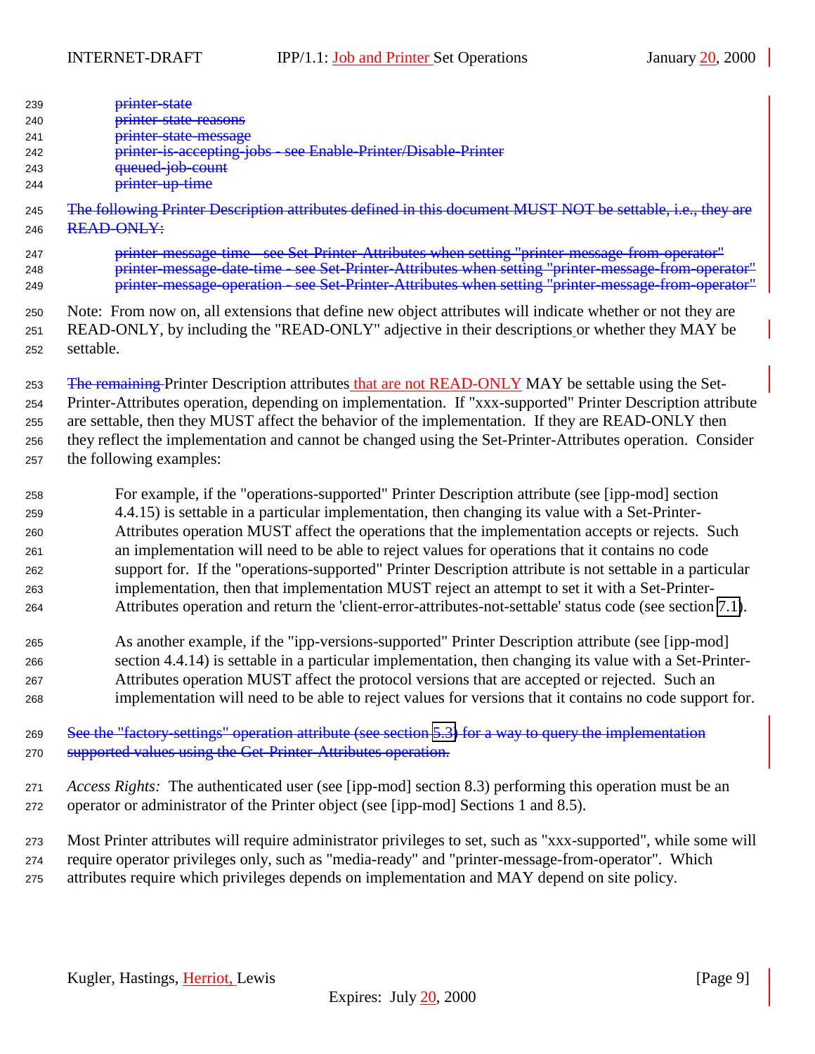~~printer-state~~
~~printer-state-reasons~~
~~printer-state-message~~
~~printer-is-accepting-jobs - see Enable-Printer/Disable-Printer~~
~~queued-job-count~~
~~printer-up-time~~

~~The following Printer Description attributes defined in this document MUST NOT be settable, i.e., they are READ-ONLY:~~

~~printer-message-time - see Set-Printer-Attributes when setting "printer-message-from-operator"~~
~~printer-message-date-time - see Set-Printer-Attributes when setting "printer-message-from-operator"~~
~~printer-message-operation - see Set-Printer-Attributes when setting "printer-message-from-operator"~~

Note: From now on, all extensions that define new object attributes will indicate whether or not they are READ-ONLY, by including the "READ-ONLY" adjective in their descriptions or whether they MAY be settable.

~~The remaining~~ Printer Description attributes that are not READ-ONLY MAY be settable using the Set-Printer-Attributes operation, depending on implementation. If "xxx-supported" Printer Description attribute are settable, then they MUST affect the behavior of the implementation. If they are READ-ONLY then they reflect the implementation and cannot be changed using the Set-Printer-Attributes operation. Consider the following examples:

For example, if the "operations-supported" Printer Description attribute (see [ipp-mod] section 4.4.15) is settable in a particular implementation, then changing its value with a Set-Printer-Attributes operation MUST affect the operations that the implementation accepts or rejects. Such an implementation will need to be able to reject values for operations that it contains no code support for. If the "operations-supported" Printer Description attribute is not settable in a particular implementation, then that implementation MUST reject an attempt to set it with a Set-Printer-Attributes operation and return the 'client-error-attributes-not-settable' status code (see section 7.1).

As another example, if the "ipp-versions-supported" Printer Description attribute (see [ipp-mod] section 4.4.14) is settable in a particular implementation, then changing its value with a Set-Printer-Attributes operation MUST affect the protocol versions that are accepted or rejected. Such an implementation will need to be able to reject values for versions that it contains no code support for.

~~See the "factory-settings" operation attribute (see section 5.3) for a way to query the implementation supported values using the Get-Printer-Attributes operation.~~

*Access Rights:* The authenticated user (see [ipp-mod] section 8.3) performing this operation must be an operator or administrator of the Printer object (see [ipp-mod] Sections 1 and 8.5).

Most Printer attributes will require administrator privileges to set, such as "xxx-supported", while some will require operator privileges only, such as "media-ready" and "printer-message-from-operator". Which attributes require which privileges depends on implementation and MAY depend on site policy.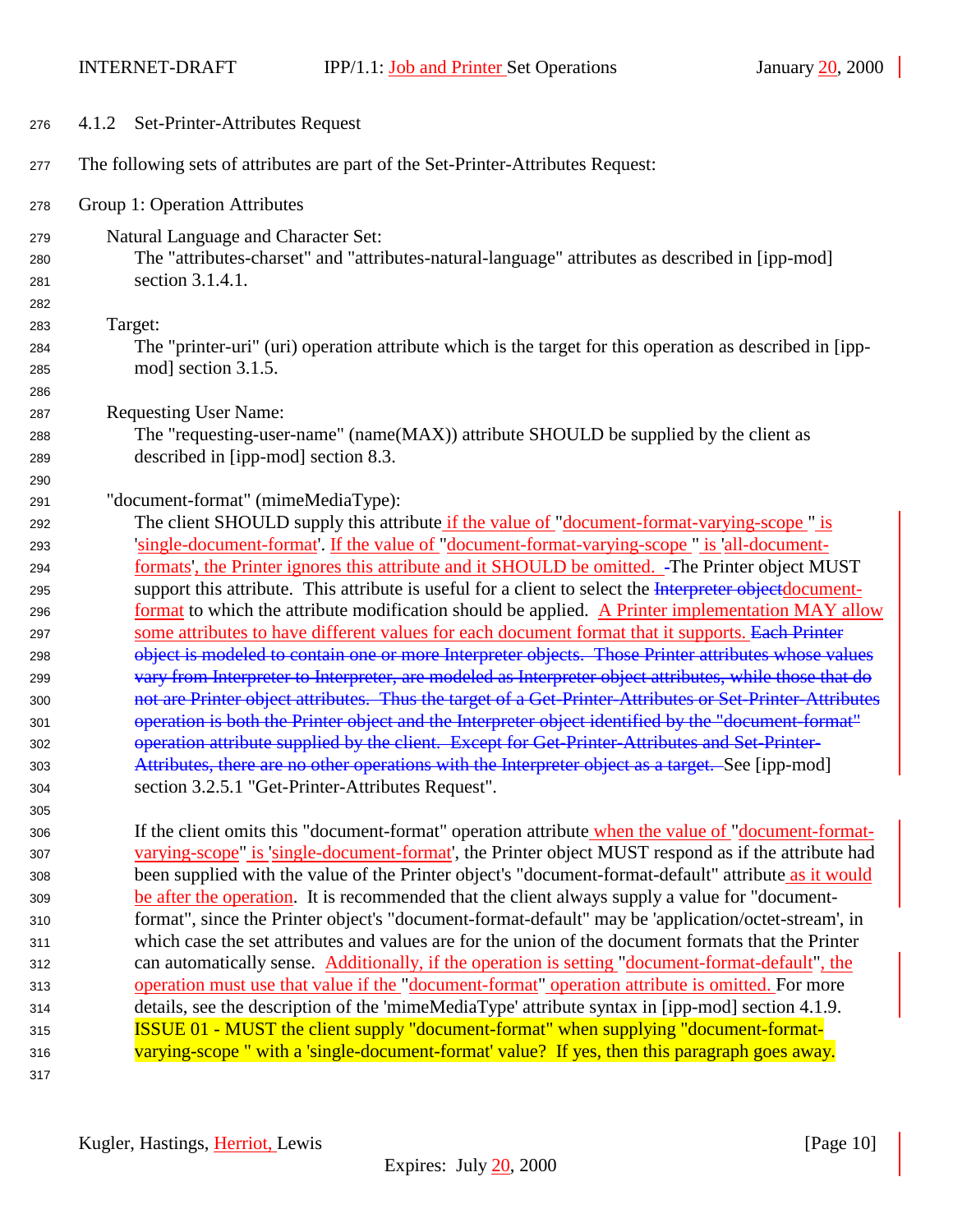#### 4.1.2 Set-Printer-Attributes Request

The following sets of attributes are part of the Set-Printer-Attributes Request:

Group 1: Operation Attributes

Natural Language and Character Set:
The "attributes-charset" and "attributes-natural-language" attributes as described in [ipp-mod] section 3.1.4.1.

Target:
The "printer-uri" (uri) operation attribute which is the target for this operation as described in [ipp-mod] section 3.1.5.

Requesting User Name:
The "requesting-user-name" (name(MAX)) attribute SHOULD be supplied by the client as described in [ipp-mod] section 8.3.

"document-format" (mimeMediaType):
The client SHOULD supply this attribute if the value of "document-format-varying-scope " is 'single-document-format'. If the value of "document-format-varying-scope " is 'all-document-formats', the Printer ignores this attribute and it SHOULD be omitted. ~~-~~The Printer object MUST support this attribute. This attribute is useful for a client to select the ~~Interpreter object~~document-format to which the attribute modification should be applied. A Printer implementation MAY allow some attributes to have different values for each document format that it supports. ~~Each Printer object is modeled to contain one or more Interpreter objects. Those Printer attributes whose values vary from Interpreter to Interpreter, are modeled as Interpreter object attributes, while those that do not are Printer object attributes. Thus the target of a Get-Printer-Attributes or Set-Printer-Attributes operation is both the Printer object and the Interpreter object identified by the "document-format" operation attribute supplied by the client. Except for Get-Printer-Attributes and Set-Printer-Attributes, there are no other operations with the Interpreter object as a target.~~ See [ipp-mod] section 3.2.5.1 "Get-Printer-Attributes Request".

If the client omits this "document-format" operation attribute when the value of "document-format-varying-scope" is 'single-document-format', the Printer object MUST respond as if the attribute had been supplied with the value of the Printer object's "document-format-default" attribute as it would be after the operation. It is recommended that the client always supply a value for "document-format", since the Printer object's "document-format-default" may be 'application/octet-stream', in which case the set attributes and values are for the union of the document formats that the Printer can automatically sense. Additionally, if the operation is setting "document-format-default", the operation must use that value if the "document-format" operation attribute is omitted. For more details, see the description of the 'mimeMediaType' attribute syntax in [ipp-mod] section 4.1.9. ISSUE 01 - MUST the client supply "document-format" when supplying "document-format-varying-scope " with a 'single-document-format' value? If yes, then this paragraph goes away.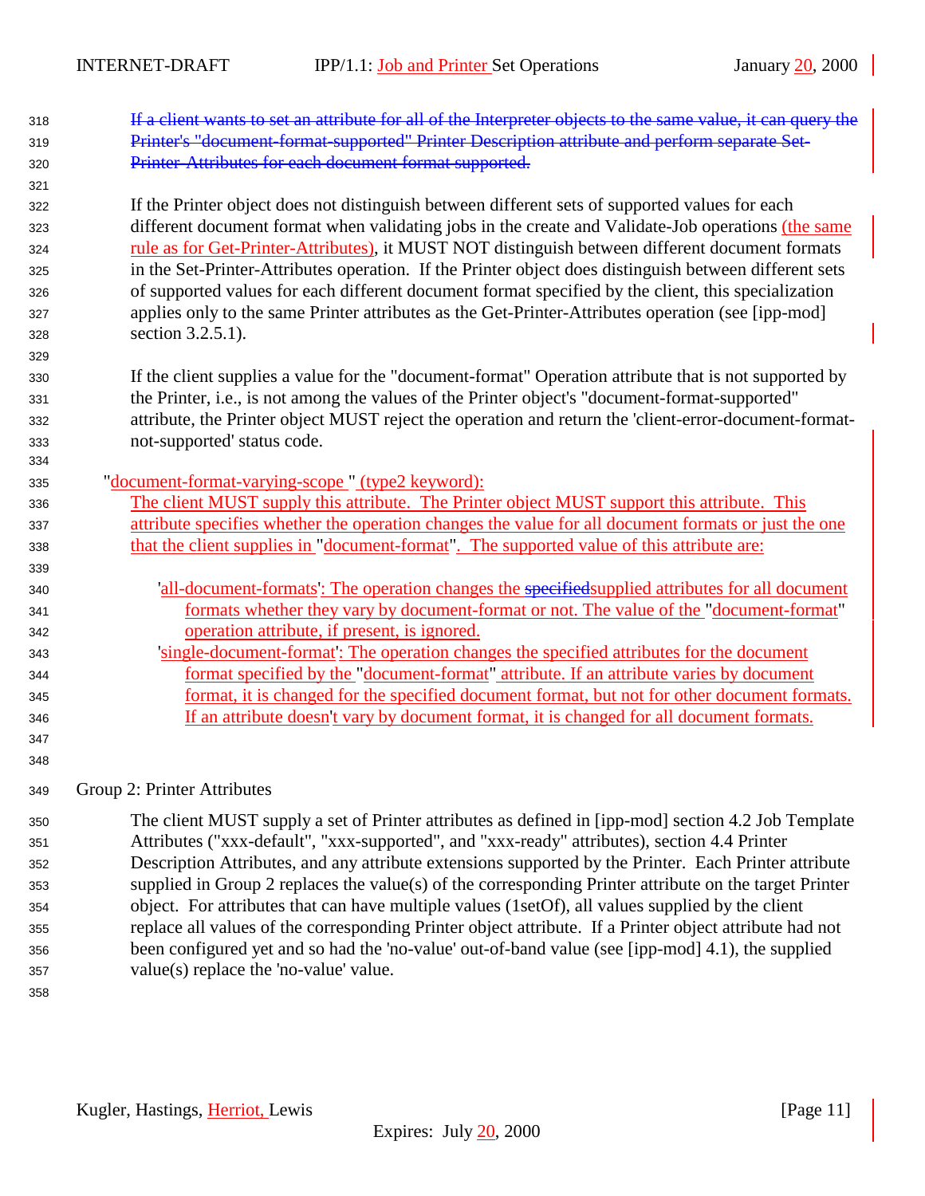~~If a client wants to set an attribute for all of the Interpreter objects to the same value, it can query the Printer's "document-format-supported" Printer Description attribute and perform separate Set-Printer-Attributes for each document format supported.~~

If the Printer object does not distinguish between different sets of supported values for each different document format when validating jobs in the create and Validate-Job operations (the same rule as for Get-Printer-Attributes), it MUST NOT distinguish between different document formats in the Set-Printer-Attributes operation. If the Printer object does distinguish between different sets of supported values for each different document format specified by the client, this specialization applies only to the same Printer attributes as the Get-Printer-Attributes operation (see [ipp-mod] section 3.2.5.1).

If the client supplies a value for the "document-format" Operation attribute that is not supported by the Printer, i.e., is not among the values of the Printer object's "document-format-supported" attribute, the Printer object MUST reject the operation and return the 'client-error-document-format-not-supported' status code.

"document-format-varying-scope " (type2 keyword):

The client MUST supply this attribute. The Printer object MUST support this attribute. This attribute specifies whether the operation changes the value for all document formats or just the one that the client supplies in "document-format". The supported value of this attribute are:

- 'all-document-formats': The operation changes the ~~specified~~supplied attributes for all document formats whether they vary by document-format or not. The value of the "document-format" operation attribute, if present, is ignored.
- 'single-document-format': The operation changes the specified attributes for the document format specified by the "document-format" attribute. If an attribute varies by document format, it is changed for the specified document format, but not for other document formats. If an attribute doesn't vary by document format, it is changed for all document formats.

Group 2: Printer Attributes

The client MUST supply a set of Printer attributes as defined in [ipp-mod] section 4.2 Job Template Attributes ("xxx-default", "xxx-supported", and "xxx-ready" attributes), section 4.4 Printer Description Attributes, and any attribute extensions supported by the Printer. Each Printer attribute supplied in Group 2 replaces the value(s) of the corresponding Printer attribute on the target Printer object. For attributes that can have multiple values (1setOf), all values supplied by the client replace all values of the corresponding Printer object attribute. If a Printer object attribute had not been configured yet and so had the 'no-value' out-of-band value (see [ipp-mod] 4.1), the supplied value(s) replace the 'no-value' value.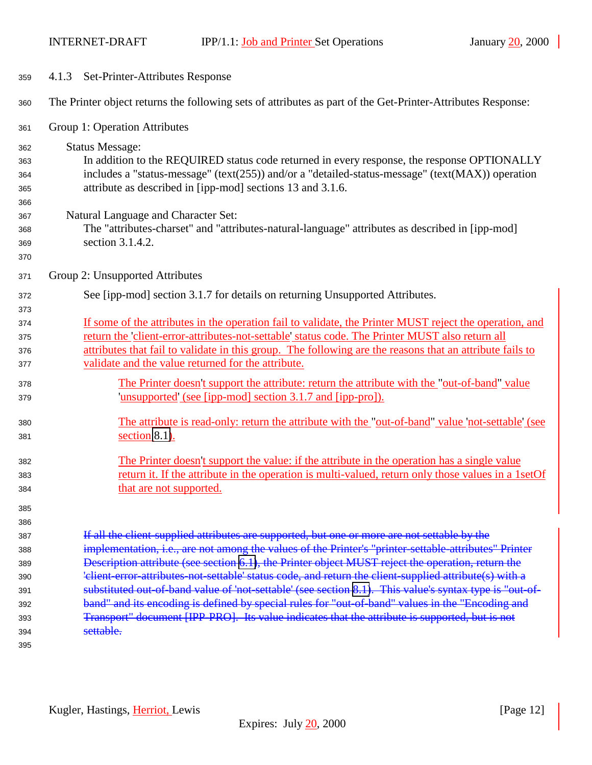#### 4.1.3 Set-Printer-Attributes Response

The Printer object returns the following sets of attributes as part of the Get-Printer-Attributes Response:

Group 1: Operation Attributes

Status Message:

In addition to the REQUIRED status code returned in every response, the response OPTIONALLY includes a "status-message" (text(255)) and/or a "detailed-status-message" (text(MAX)) operation attribute as described in [ipp-mod] sections 13 and 3.1.6.

Natural Language and Character Set:

The "attributes-charset" and "attributes-natural-language" attributes as described in [ipp-mod] section 3.1.4.2.

Group 2: Unsupported Attributes

See [ipp-mod] section 3.1.7 for details on returning Unsupported Attributes.

If some of the attributes in the operation fail to validate, the Printer MUST reject the operation, and return the 'client-error-attributes-not-settable' status code. The Printer MUST also return all attributes that fail to validate in this group. The following are the reasons that an attribute fails to validate and the value returned for the attribute.

The Printer doesn't support the attribute: return the attribute with the "out-of-band" value 'unsupported' (see [ipp-mod] section 3.1.7 and [ipp-pro]).

The attribute is read-only: return the attribute with the "out-of-band" value 'not-settable' (see section 8.1).

The Printer doesn't support the value: if the attribute in the operation has a single value return it. If the attribute in the operation is multi-valued, return only those values in a 1setOf that are not supported.

~~If all the client-supplied attributes are supported, but one or more are not settable by the implementation, i.e., are not among the values of the Printer's "printer-settable-attributes" Printer Description attribute (see section 6.1), the Printer object MUST reject the operation, return the 'client-error-attributes-not-settable' status code, and return the client-supplied attribute(s) with a substituted out-of-band value of 'not-settable' (see section 8.1). This value's syntax type is "out-of-band" and its encoding is defined by special rules for "out-of-band" values in the "Encoding and Transport" document [IPP-PRO]. Its value indicates that the attribute is supported, but is not settable.~~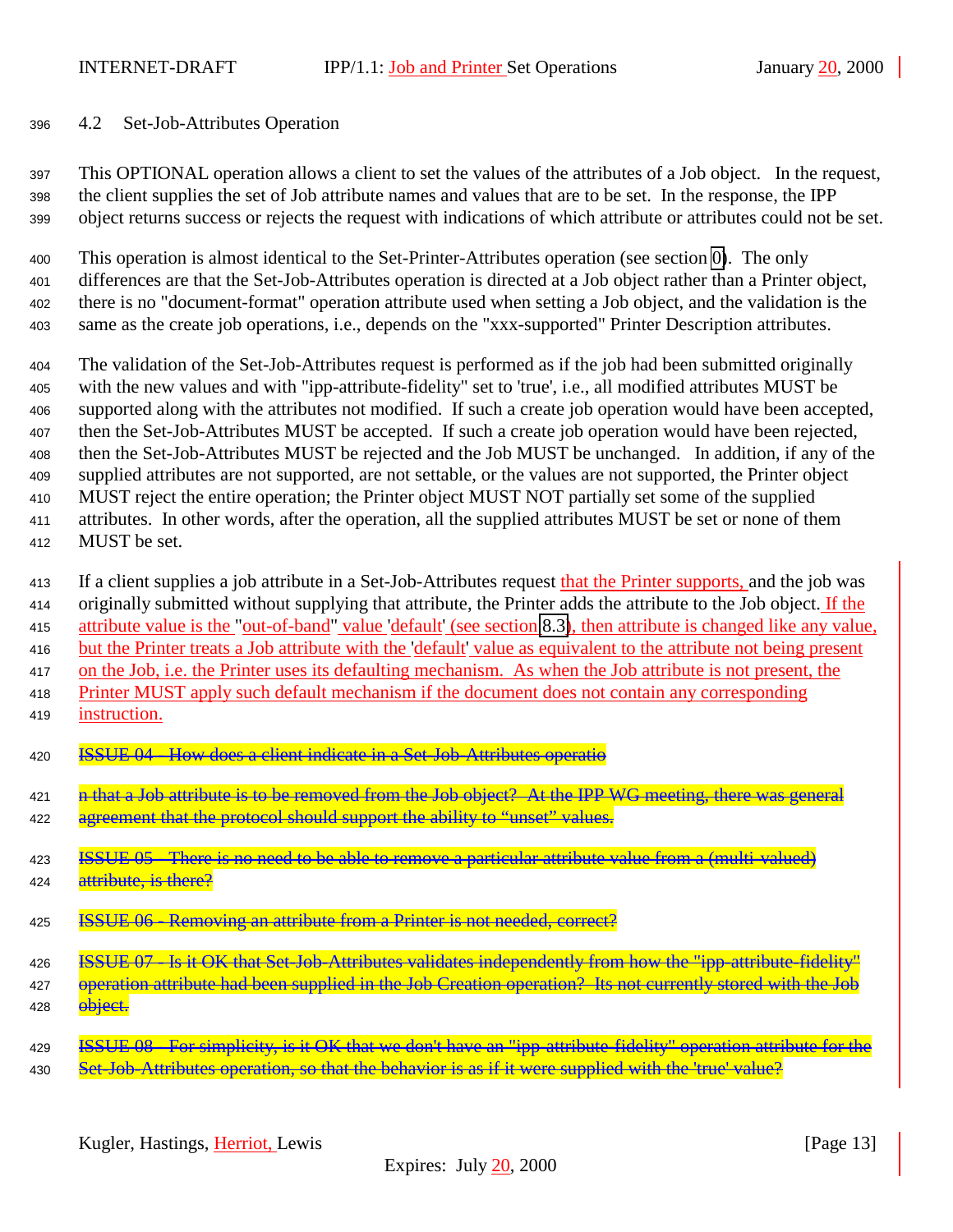## 4.2 Set-Job-Attributes Operation

This OPTIONAL operation allows a client to set the values of the attributes of a Job object. In the request, the client supplies the set of Job attribute names and values that are to be set. In the response, the IPP object returns success or rejects the request with indications of which attribute or attributes could not be set.

This operation is almost identical to the Set-Printer-Attributes operation (see section 0). The only differences are that the Set-Job-Attributes operation is directed at a Job object rather than a Printer object, there is no "document-format" operation attribute used when setting a Job object, and the validation is the same as the create job operations, i.e., depends on the "xxx-supported" Printer Description attributes.

The validation of the Set-Job-Attributes request is performed as if the job had been submitted originally with the new values and with "ipp-attribute-fidelity" set to 'true', i.e., all modified attributes MUST be supported along with the attributes not modified. If such a create job operation would have been accepted, then the Set-Job-Attributes MUST be accepted. If such a create job operation would have been rejected, then the Set-Job-Attributes MUST be rejected and the Job MUST be unchanged. In addition, if any of the supplied attributes are not supported, are not settable, or the values are not supported, the Printer object MUST reject the entire operation; the Printer object MUST NOT partially set some of the supplied attributes. In other words, after the operation, all the supplied attributes MUST be set or none of them MUST be set.

If a client supplies a job attribute in a Set-Job-Attributes request that the Printer supports, and the job was originally submitted without supplying that attribute, the Printer adds the attribute to the Job object. If the attribute value is the "out-of-band" value 'default' (see section 8.3), then attribute is changed like any value, but the Printer treats a Job attribute with the 'default' value as equivalent to the attribute not being present on the Job, i.e. the Printer uses its defaulting mechanism. As when the Job attribute is not present, the Printer MUST apply such default mechanism if the document does not contain any corresponding instruction.

~~ISSUE 04 - How does a client indicate in a Set-Job-Attributes operatio~~

~~n that a Job attribute is to be removed from the Job object? At the IPP WG meeting, there was general agreement that the protocol should support the ability to "unset" values.~~

~~ISSUE 05 - There is no need to be able to remove a particular attribute value from a (multi-valued) attribute, is there?~~

~~ISSUE 06 - Removing an attribute from a Printer is not needed, correct?~~

~~ISSUE 07 - Is it OK that Set-Job-Attributes validates independently from how the "ipp-attribute-fidelity" operation attribute had been supplied in the Job Creation operation? Its not currently stored with the Job object.~~

~~ISSUE 08 - For simplicity, is it OK that we don't have an "ipp-attribute-fidelity" operation attribute for the Set-Job-Attributes operation, so that the behavior is as if it were supplied with the 'true' value?~~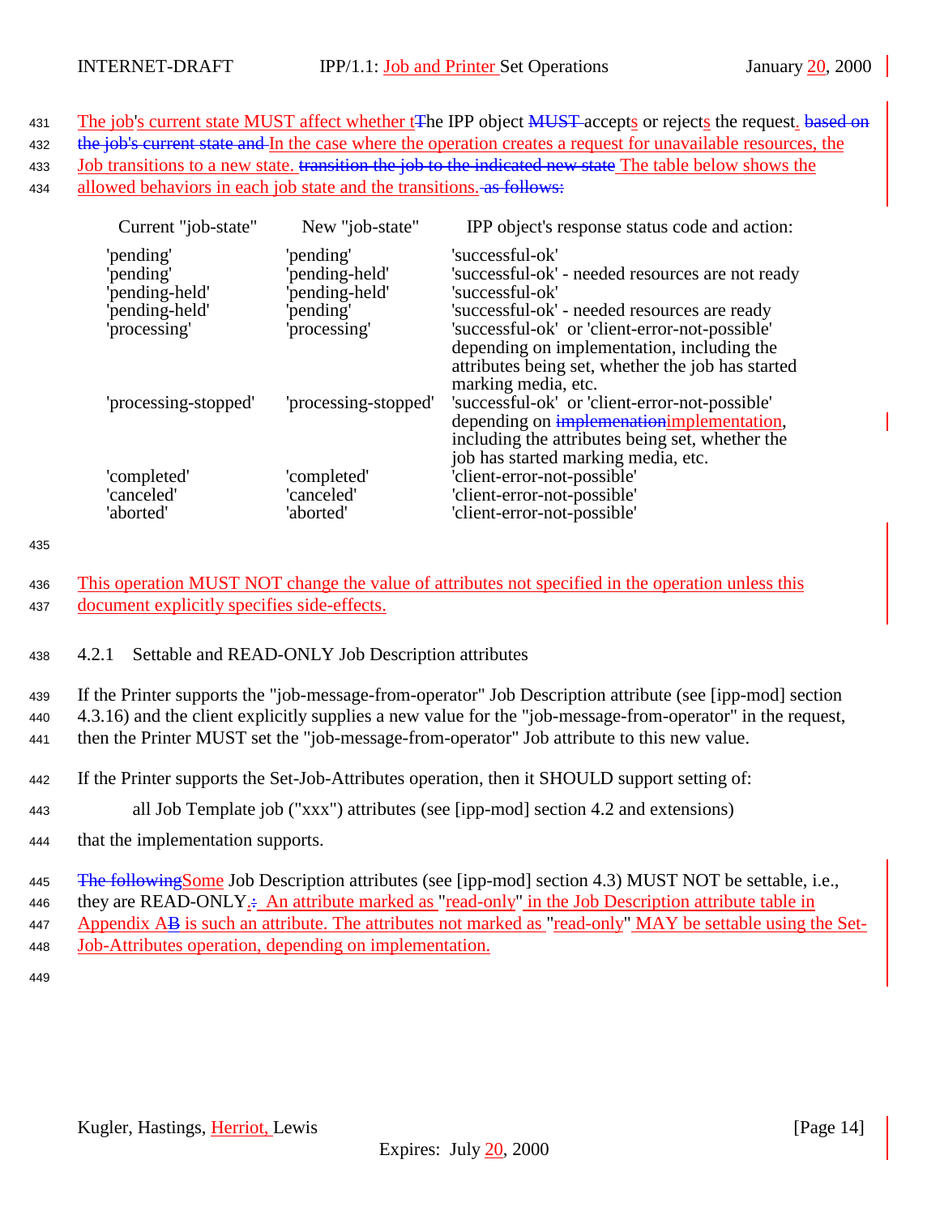The job's current state MUST affect whether tThe IPP object MUST accepts or rejects the request. based on the job's current state and In the case where the operation creates a request for unavailable resources, the Job transitions to a new state. transition the job to the indicated new state The table below shows the allowed behaviors in each job state and the transitions. as follows:

| Current "job-state" | New "job-state" | IPP object's response status code and action: |
|---|---|---|
| 'pending' | 'pending' | 'successful-ok' |
| 'pending' | 'pending-held' | 'successful-ok' - needed resources are not ready |
| 'pending-held' | 'pending-held' | 'successful-ok' |
| 'pending-held' | 'pending' | 'successful-ok' - needed resources are ready |
| 'processing' | 'processing' | 'successful-ok' or 'client-error-not-possible' depending on implementation, including the attributes being set, whether the job has started marking media, etc. |
| 'processing-stopped' | 'processing-stopped' | 'successful-ok' or 'client-error-not-possible' depending on implemenationimplementation, including the attributes being set, whether the job has started marking media, etc. |
| 'completed' | 'completed' | 'client-error-not-possible' |
| 'canceled' | 'canceled' | 'client-error-not-possible' |
| 'aborted' | 'aborted' | 'client-error-not-possible' |

This operation MUST NOT change the value of attributes not specified in the operation unless this document explicitly specifies side-effects.

### 4.2.1 Settable and READ-ONLY Job Description attributes

If the Printer supports the "job-message-from-operator" Job Description attribute (see [ipp-mod] section 4.3.16) and the client explicitly supplies a new value for the "job-message-from-operator" in the request, then the Printer MUST set the "job-message-from-operator" Job attribute to this new value.

If the Printer supports the Set-Job-Attributes operation, then it SHOULD support setting of:

> all Job Template job ("xxx") attributes (see [ipp-mod] section 4.2 and extensions)

that the implementation supports.

The followingSome Job Description attributes (see [ipp-mod] section 4.3) MUST NOT be settable, i.e., they are READ-ONLY.: An attribute marked as "read-only" in the Job Description attribute table in Appendix AB is such an attribute. The attributes not marked as "read-only" MAY be settable using the Set-Job-Attributes operation, depending on implementation.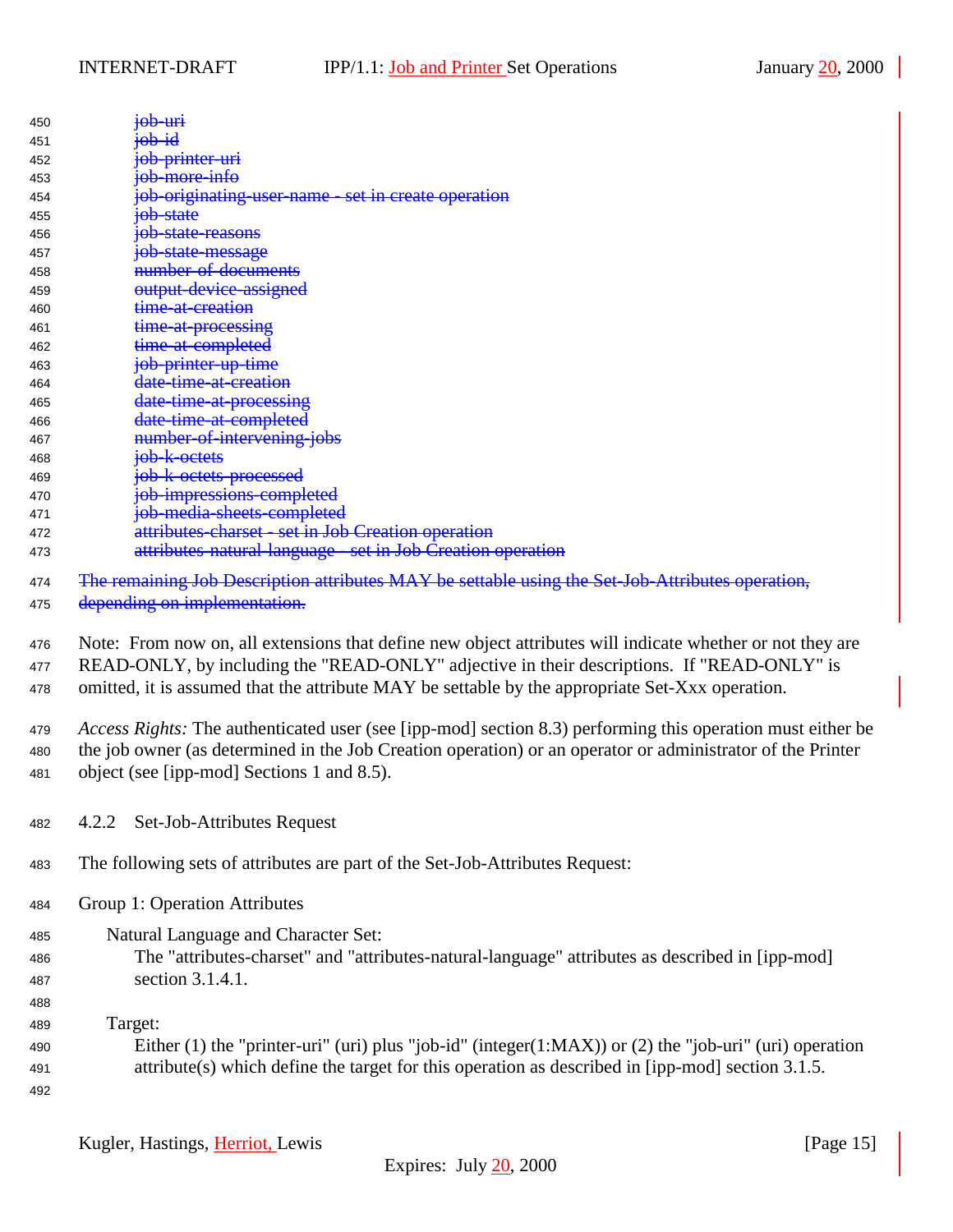~~job-uri~~
~~job-id~~
~~job-printer-uri~~
~~job-more-info~~
~~job-originating-user-name - set in create operation~~
~~job-state~~
~~job-state-reasons~~
~~job-state-message~~
~~number-of-documents~~
~~output-device-assigned~~
~~time-at-creation~~
~~time-at-processing~~
~~time-at-completed~~
~~job-printer-up-time~~
~~date-time-at-creation~~
~~date-time-at-processing~~
~~date-time-at-completed~~
~~number-of-intervening-jobs~~
~~job-k-octets~~
~~job-k-octets-processed~~
~~job-impressions-completed~~
~~job-media-sheets-completed~~
~~attributes-charset - set in Job Creation operation~~
~~attributes-natural-language - set in Job Creation operation~~

~~The remaining Job Description attributes MAY be settable using the Set-Job-Attributes operation, depending on implementation.~~

Note: From now on, all extensions that define new object attributes will indicate whether or not they are READ-ONLY, by including the "READ-ONLY" adjective in their descriptions. If "READ-ONLY" is omitted, it is assumed that the attribute MAY be settable by the appropriate Set-Xxx operation.

*Access Rights:* The authenticated user (see [ipp-mod] section 8.3) performing this operation must either be the job owner (as determined in the Job Creation operation) or an operator or administrator of the Printer object (see [ipp-mod] Sections 1 and 8.5).

### 4.2.2 Set-Job-Attributes Request

The following sets of attributes are part of the Set-Job-Attributes Request:

Group 1: Operation Attributes

Natural Language and Character Set:
The "attributes-charset" and "attributes-natural-language" attributes as described in [ipp-mod] section 3.1.4.1.

Target:
Either (1) the "printer-uri" (uri) plus "job-id" (integer(1:MAX)) or (2) the "job-uri" (uri) operation attribute(s) which define the target for this operation as described in [ipp-mod] section 3.1.5.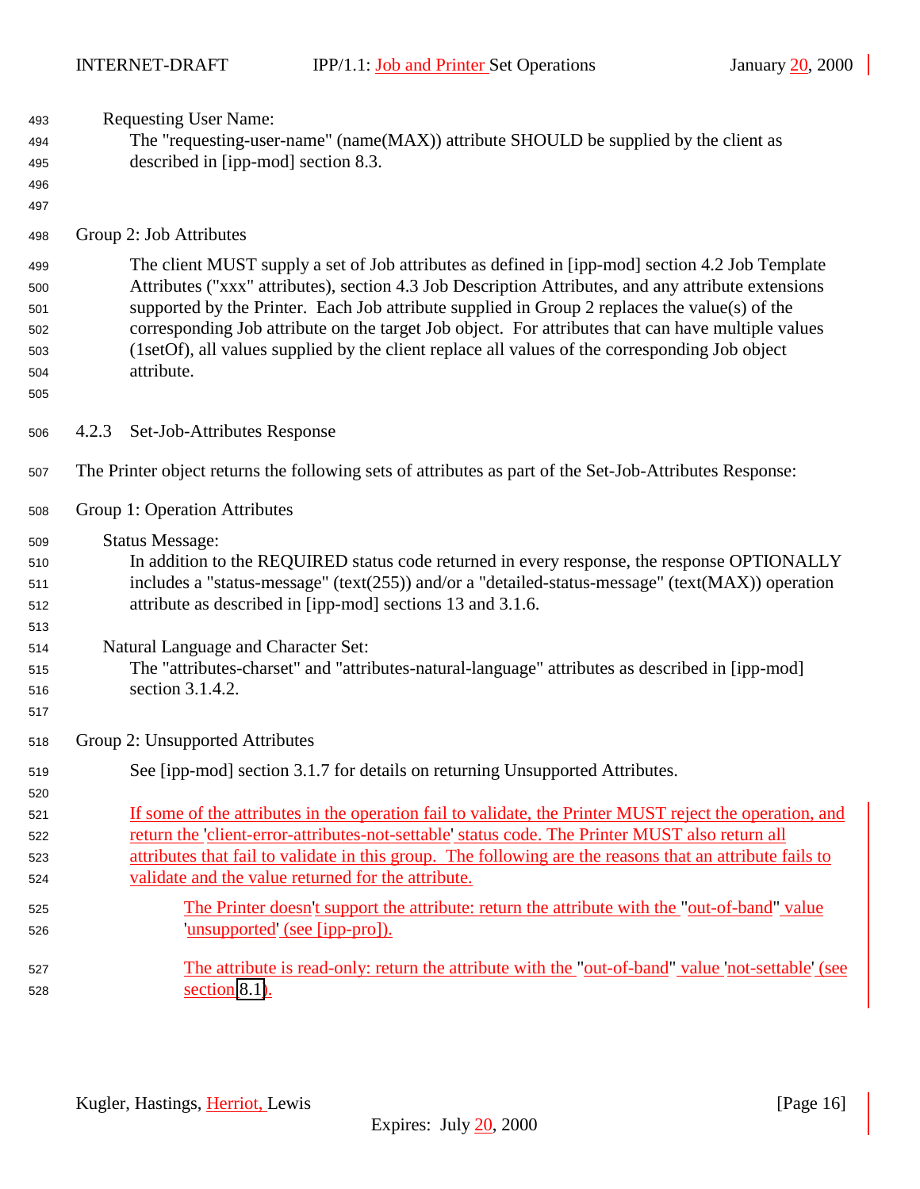Requesting User Name:

The "requesting-user-name" (name(MAX)) attribute SHOULD be supplied by the client as described in [ipp-mod] section 8.3.

Group 2: Job Attributes

The client MUST supply a set of Job attributes as defined in [ipp-mod] section 4.2 Job Template Attributes ("xxx" attributes), section 4.3 Job Description Attributes, and any attribute extensions supported by the Printer. Each Job attribute supplied in Group 2 replaces the value(s) of the corresponding Job attribute on the target Job object. For attributes that can have multiple values (1setOf), all values supplied by the client replace all values of the corresponding Job object attribute.

### 4.2.3 Set-Job-Attributes Response

The Printer object returns the following sets of attributes as part of the Set-Job-Attributes Response:

Group 1: Operation Attributes

Status Message:

In addition to the REQUIRED status code returned in every response, the response OPTIONALLY includes a "status-message" (text(255)) and/or a "detailed-status-message" (text(MAX)) operation attribute as described in [ipp-mod] sections 13 and 3.1.6.

Natural Language and Character Set:

The "attributes-charset" and "attributes-natural-language" attributes as described in [ipp-mod] section 3.1.4.2.

Group 2: Unsupported Attributes

See [ipp-mod] section 3.1.7 for details on returning Unsupported Attributes.

If some of the attributes in the operation fail to validate, the Printer MUST reject the operation, and return the 'client-error-attributes-not-settable' status code. The Printer MUST also return all attributes that fail to validate in this group. The following are the reasons that an attribute fails to validate and the value returned for the attribute.

The Printer doesn't support the attribute: return the attribute with the "out-of-band" value 'unsupported' (see [ipp-pro]).

The attribute is read-only: return the attribute with the "out-of-band" value 'not-settable' (see section 8.1).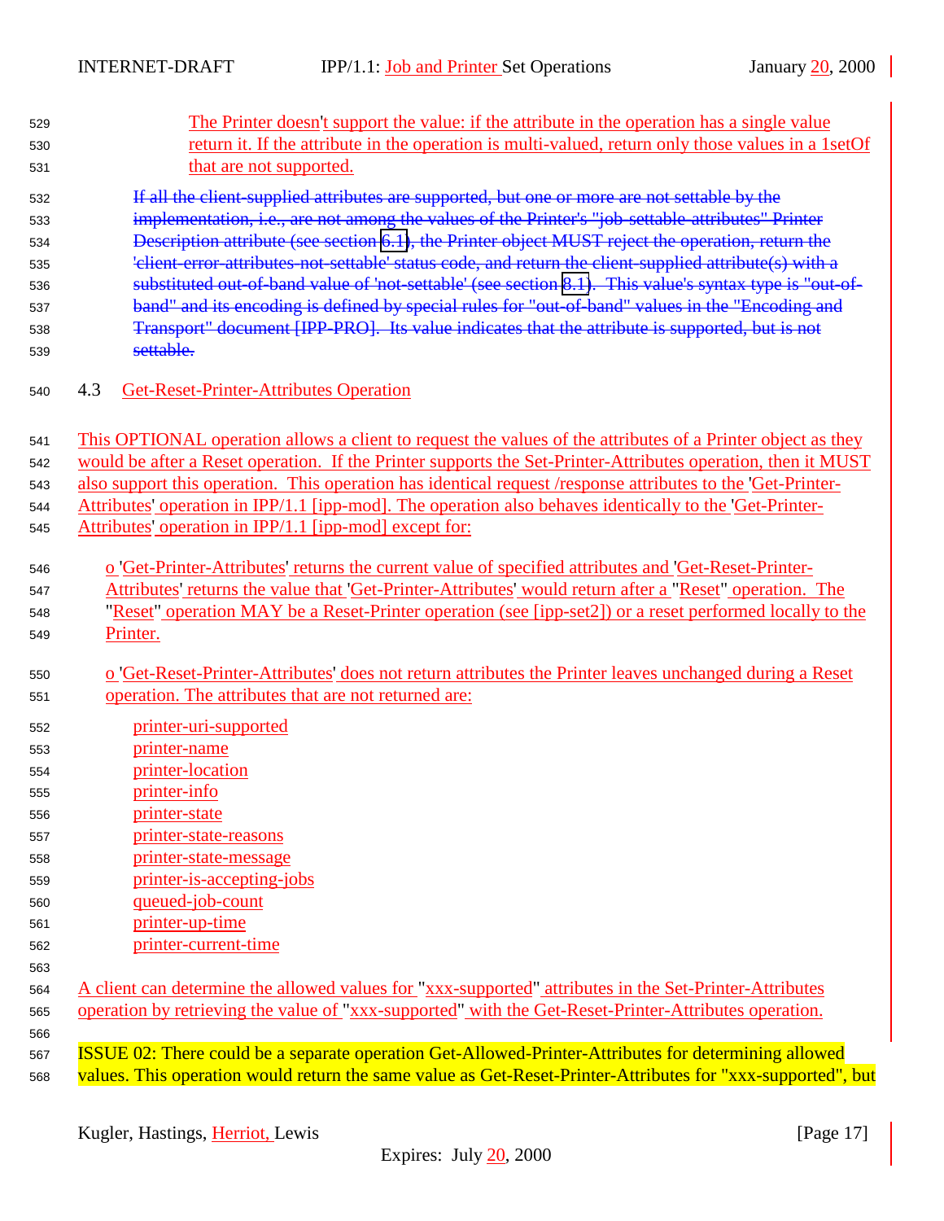The Printer doesn't support the value: if the attribute in the operation has a single value return it. If the attribute in the operation is multi-valued, return only those values in a 1setOf that are not supported.

~~If all the client-supplied attributes are supported, but one or more are not settable by the implementation, i.e., are not among the values of the Printer's "job-settable-attributes" Printer Description attribute (see section 6.1), the Printer object MUST reject the operation, return the 'client-error-attributes-not-settable' status code, and return the client-supplied attribute(s) with a substituted out-of-band value of 'not-settable' (see section 8.1). This value's syntax type is "out-of-band" and its encoding is defined by special rules for "out-of-band" values in the "Encoding and Transport" document [IPP-PRO]. Its value indicates that the attribute is supported, but is not settable.~~

## 4.3 Get-Reset-Printer-Attributes Operation

This OPTIONAL operation allows a client to request the values of the attributes of a Printer object as they would be after a Reset operation. If the Printer supports the Set-Printer-Attributes operation, then it MUST also support this operation. This operation has identical request /response attributes to the 'Get-Printer-Attributes' operation in IPP/1.1 [ipp-mod]. The operation also behaves identically to the 'Get-Printer-Attributes' operation in IPP/1.1 [ipp-mod] except for:

- o 'Get-Printer-Attributes' returns the current value of specified attributes and 'Get-Reset-Printer-Attributes' returns the value that 'Get-Printer-Attributes' would return after a "Reset" operation. The "Reset" operation MAY be a Reset-Printer operation (see [ipp-set2]) or a reset performed locally to the Printer.

- o 'Get-Reset-Printer-Attributes' does not return attributes the Printer leaves unchanged during a Reset operation. The attributes that are not returned are:

  printer-uri-supported
  printer-name
  printer-location
  printer-info
  printer-state
  printer-state-reasons
  printer-state-message
  printer-is-accepting-jobs
  queued-job-count
  printer-up-time
  printer-current-time

A client can determine the allowed values for "xxx-supported" attributes in the Set-Printer-Attributes operation by retrieving the value of "xxx-supported" with the Get-Reset-Printer-Attributes operation.

ISSUE 02: There could be a separate operation Get-Allowed-Printer-Attributes for determining allowed values. This operation would return the same value as Get-Reset-Printer-Attributes for "xxx-supported", but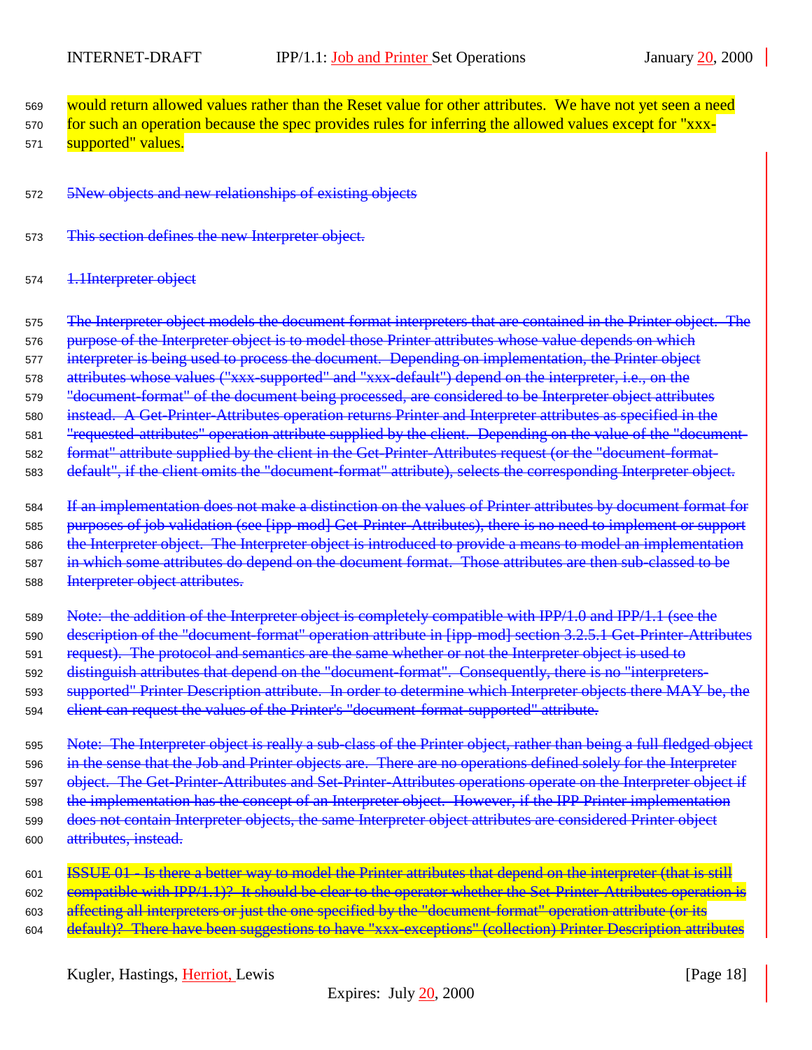would return allowed values rather than the Reset value for other attributes. We have not yet seen a need for such an operation because the spec provides rules for inferring the allowed values except for "xxx-supported" values.

~~5New objects and new relationships of existing objects~~

~~This section defines the new Interpreter object.~~

~~1.1Interpreter object~~

~~The Interpreter object models the document format interpreters that are contained in the Printer object. The purpose of the Interpreter object is to model those Printer attributes whose value depends on which interpreter is being used to process the document. Depending on implementation, the Printer object attributes whose values ("xxx-supported" and "xxx-default") depend on the interpreter, i.e., on the "document-format" of the document being processed, are considered to be Interpreter object attributes instead. A Get-Printer-Attributes operation returns Printer and Interpreter attributes as specified in the "requested-attributes" operation attribute supplied by the client. Depending on the value of the "document-format" attribute supplied by the client in the Get-Printer-Attributes request (or the "document-format-default", if the client omits the "document-format" attribute), selects the corresponding Interpreter object.~~

~~If an implementation does not make a distinction on the values of Printer attributes by document format for purposes of job validation (see [ipp-mod] Get-Printer-Attributes), there is no need to implement or support the Interpreter object. The Interpreter object is introduced to provide a means to model an implementation in which some attributes do depend on the document format. Those attributes are then sub-classed to be Interpreter object attributes.~~

~~Note: the addition of the Interpreter object is completely compatible with IPP/1.0 and IPP/1.1 (see the description of the "document-format" operation attribute in [ipp-mod] section 3.2.5.1 Get-Printer-Attributes request). The protocol and semantics are the same whether or not the Interpreter object is used to distinguish attributes that depend on the "document-format". Consequently, there is no "interpreters-supported" Printer Description attribute. In order to determine which Interpreter objects there MAY be, the client can request the values of the Printer's "document-format-supported" attribute.~~

~~Note: The Interpreter object is really a sub-class of the Printer object, rather than being a full fledged object in the sense that the Job and Printer objects are. There are no operations defined solely for the Interpreter object. The Get-Printer-Attributes and Set-Printer-Attributes operations operate on the Interpreter object if the implementation has the concept of an Interpreter object. However, if the IPP Printer implementation does not contain Interpreter objects, the same Interpreter object attributes are considered Printer object attributes, instead.~~

~~ISSUE 01 - Is there a better way to model the Printer attributes that depend on the interpreter (that is still compatible with IPP/1.1)? It should be clear to the operator whether the Set-Printer-Attributes operation is affecting all interpreters or just the one specified by the "document-format" operation attribute (or its default)? There have been suggestions to have "xxx-exceptions" (collection) Printer Description attributes~~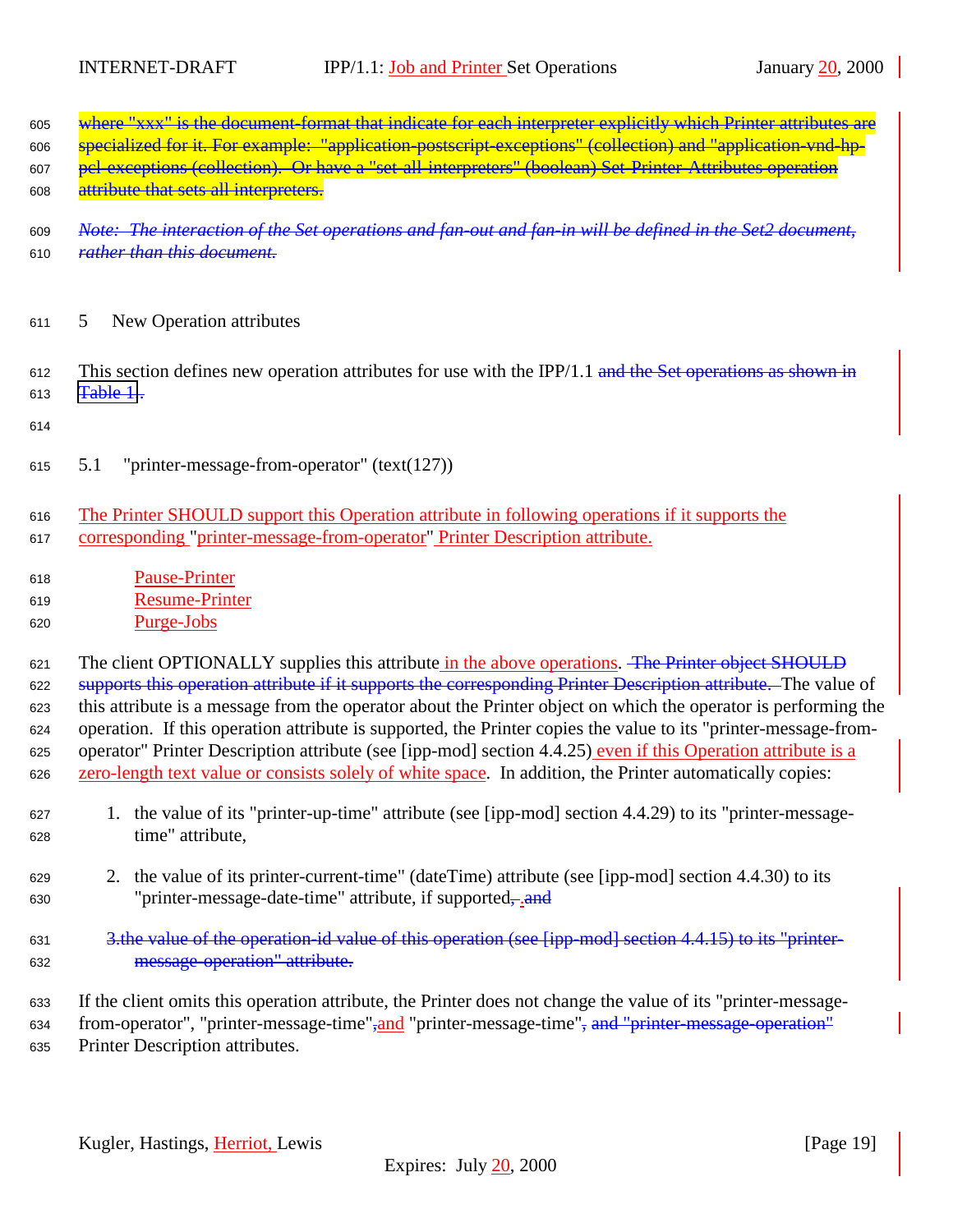where "xxx" is the document-format that indicate for each interpreter explicitly which Printer attributes are specialized for it. For example: "application-postscript-exceptions" (collection) and "application-vnd-hp-pcl-exceptions (collection). Or have a "set-all-interpreters" (boolean) Set-Printer-Attributes operation attribute that sets all interpreters.

*Note: The interaction of the Set operations and fan-out and fan-in will be defined in the Set2 document, rather than this document.*

# 5 New Operation attributes

This section defines new operation attributes for use with the IPP/1.1 and the Set operations as shown in Table 1.

## 5.1 "printer-message-from-operator" (text(127))

The Printer SHOULD support this Operation attribute in following operations if it supports the corresponding "printer-message-from-operator" Printer Description attribute.

Pause-Printer
Resume-Printer
Purge-Jobs

The client OPTIONALLY supplies this attribute in the above operations. The Printer object SHOULD supports this operation attribute if it supports the corresponding Printer Description attribute. The value of this attribute is a message from the operator about the Printer object on which the operator is performing the operation. If this operation attribute is supported, the Printer copies the value to its "printer-message-from-operator" Printer Description attribute (see [ipp-mod] section 4.4.25) even if this Operation attribute is a zero-length text value or consists solely of white space. In addition, the Printer automatically copies:

1. the value of its "printer-up-time" attribute (see [ipp-mod] section 4.4.29) to its "printer-message-time" attribute,

2. the value of its printer-current-time" (dateTime) attribute (see [ipp-mod] section 4.4.30) to its "printer-message-date-time" attribute, if supported, . and

3. the value of the operation-id value of this operation (see [ipp-mod] section 4.4.15) to its "printer-message-operation" attribute.

If the client omits this operation attribute, the Printer does not change the value of its "printer-message-from-operator", "printer-message-time",and "printer-message-time", and "printer-message-operation" Printer Description attributes.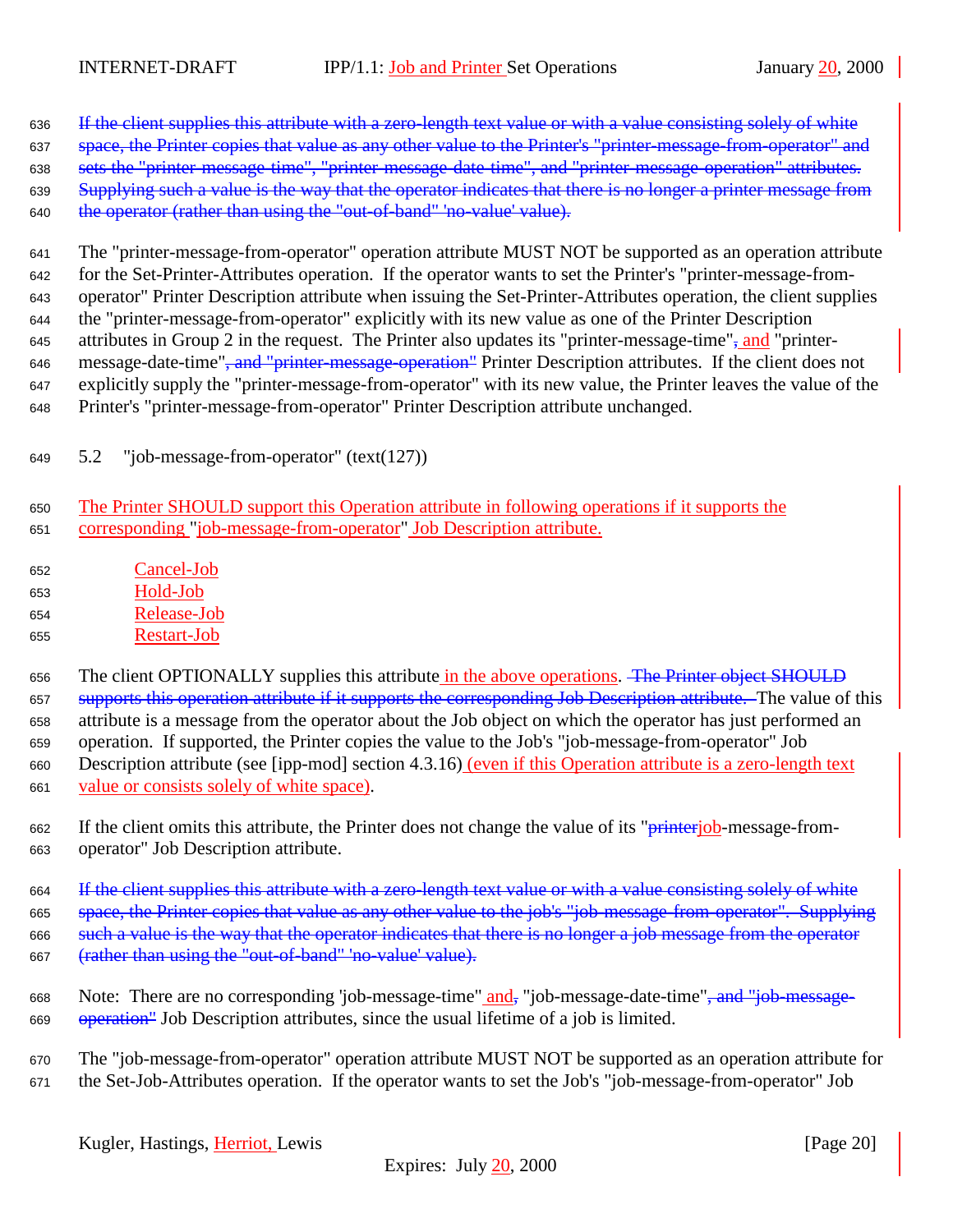If the client supplies this attribute with a zero-length text value or with a value consisting solely of white space, the Printer copies that value as any other value to the Printer's "printer-message-from-operator" and sets the "printer-message-time", "printer-message-date-time", and "printer-message-operation" attributes. Supplying such a value is the way that the operator indicates that there is no longer a printer message from the operator (rather than using the "out-of-band" 'no-value' value).

The "printer-message-from-operator" operation attribute MUST NOT be supported as an operation attribute for the Set-Printer-Attributes operation. If the operator wants to set the Printer's "printer-message-from-operator" Printer Description attribute when issuing the Set-Printer-Attributes operation, the client supplies the "printer-message-from-operator" explicitly with its new value as one of the Printer Description attributes in Group 2 in the request. The Printer also updates its "printer-message-time", and "printer-message-date-time", and "printer-message-operation" Printer Description attributes. If the client does not explicitly supply the "printer-message-from-operator" with its new value, the Printer leaves the value of the Printer's "printer-message-from-operator" Printer Description attribute unchanged.

## 5.2 "job-message-from-operator" (text(127))

The Printer SHOULD support this Operation attribute in following operations if it supports the corresponding "job-message-from-operator" Job Description attribute.

- Cancel-Job
- Hold-Job
- Release-Job
- Restart-Job

The client OPTIONALLY supplies this attribute in the above operations. The Printer object SHOULD supports this operation attribute if it supports the corresponding Job Description attribute. The value of this attribute is a message from the operator about the Job object on which the operator has just performed an operation. If supported, the Printer copies the value to the Job's "job-message-from-operator" Job Description attribute (see [ipp-mod] section 4.3.16) (even if this Operation attribute is a zero-length text value or consists solely of white space).

If the client omits this attribute, the Printer does not change the value of its "printerjob-message-from-operator" Job Description attribute.

If the client supplies this attribute with a zero-length text value or with a value consisting solely of white space, the Printer copies that value as any other value to the job's "job-message-from-operator". Supplying such a value is the way that the operator indicates that there is no longer a job message from the operator (rather than using the "out-of-band" 'no-value' value).

Note: There are no corresponding 'job-message-time" and, "job-message-date-time", and "job-message-operation" Job Description attributes, since the usual lifetime of a job is limited.

The "job-message-from-operator" operation attribute MUST NOT be supported as an operation attribute for the Set-Job-Attributes operation. If the operator wants to set the Job's "job-message-from-operator" Job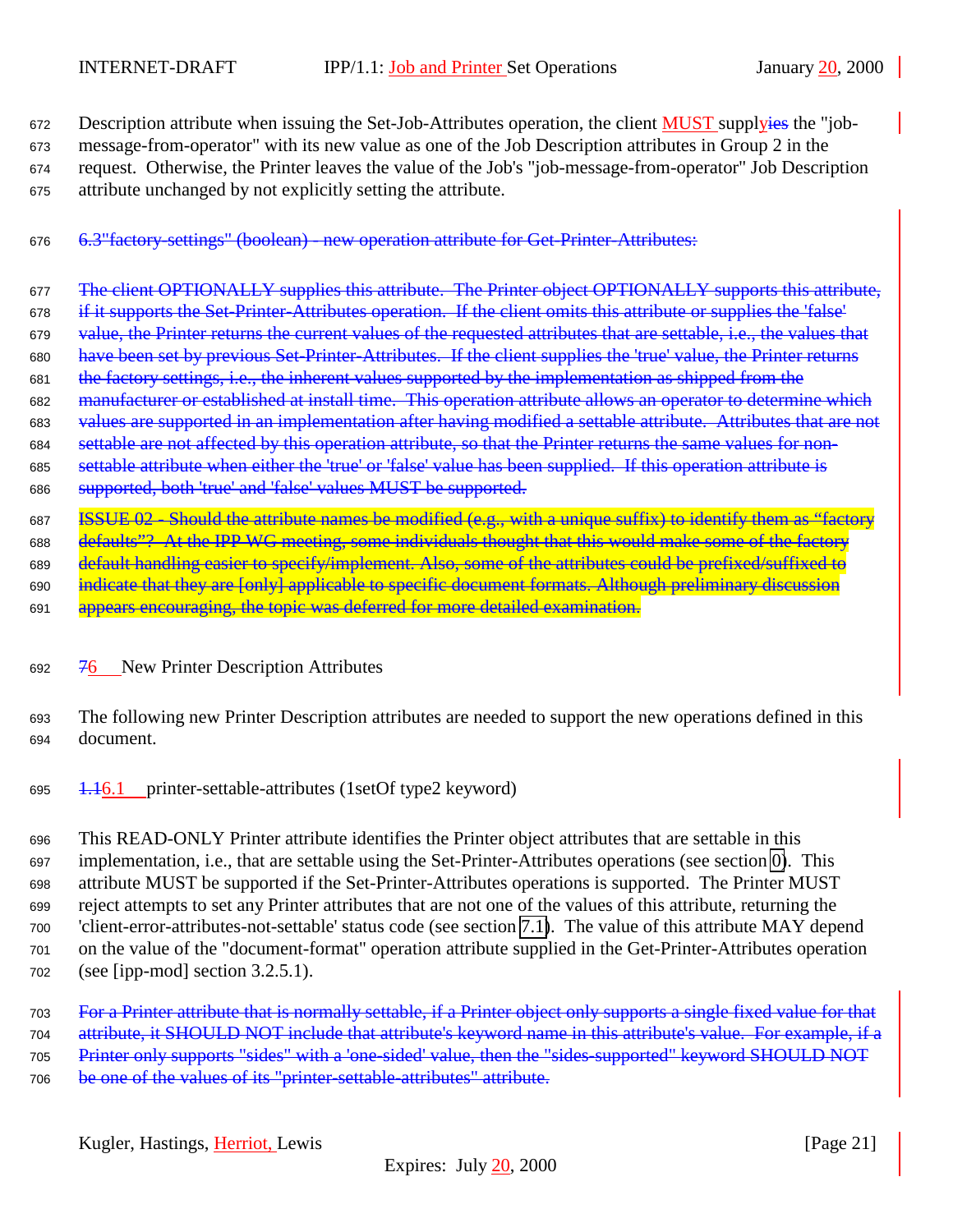Description attribute when issuing the Set-Job-Attributes operation, the client MUST supply~~ies~~ the "job-message-from-operator" with its new value as one of the Job Description attributes in Group 2 in the request. Otherwise, the Printer leaves the value of the Job's "job-message-from-operator" Job Description attribute unchanged by not explicitly setting the attribute.

~~6.3"factory-settings" (boolean) - new operation attribute for Get-Printer-Attributes:~~

~~The client OPTIONALLY supplies this attribute. The Printer object OPTIONALLY supports this attribute, if it supports the Set-Printer-Attributes operation. If the client omits this attribute or supplies the 'false' value, the Printer returns the current values of the requested attributes that are settable, i.e., the values that have been set by previous Set-Printer-Attributes. If the client supplies the 'true' value, the Printer returns the factory settings, i.e., the inherent values supported by the implementation as shipped from the manufacturer or established at install time. This operation attribute allows an operator to determine which values are supported in an implementation after having modified a settable attribute. Attributes that are not settable are not affected by this operation attribute, so that the Printer returns the same values for non-settable attribute when either the 'true' or 'false' value has been supplied. If this operation attribute is supported, both 'true' and 'false' values MUST be supported.~~

~~ISSUE 02 - Should the attribute names be modified (e.g., with a unique suffix) to identify them as "factory defaults"? At the IPP WG meeting, some individuals thought that this would make some of the factory default handling easier to specify/implement. Also, some of the attributes could be prefixed/suffixed to indicate that they are [only] applicable to specific document formats. Although preliminary discussion appears encouraging, the topic was deferred for more detailed examination.~~

# ~~7~~6 New Printer Description Attributes

The following new Printer Description attributes are needed to support the new operations defined in this document.

## ~~1.1~~6.1 printer-settable-attributes (1setOf type2 keyword)

This READ-ONLY Printer attribute identifies the Printer object attributes that are settable in this implementation, i.e., that are settable using the Set-Printer-Attributes operations (see section 0). This attribute MUST be supported if the Set-Printer-Attributes operations is supported. The Printer MUST reject attempts to set any Printer attributes that are not one of the values of this attribute, returning the 'client-error-attributes-not-settable' status code (see section 7.1). The value of this attribute MAY depend on the value of the "document-format" operation attribute supplied in the Get-Printer-Attributes operation (see [ipp-mod] section 3.2.5.1).

~~For a Printer attribute that is normally settable, if a Printer object only supports a single fixed value for that attribute, it SHOULD NOT include that attribute's keyword name in this attribute's value. For example, if a Printer only supports "sides" with a 'one-sided' value, then the "sides-supported" keyword SHOULD NOT be one of the values of its "printer-settable-attributes" attribute.~~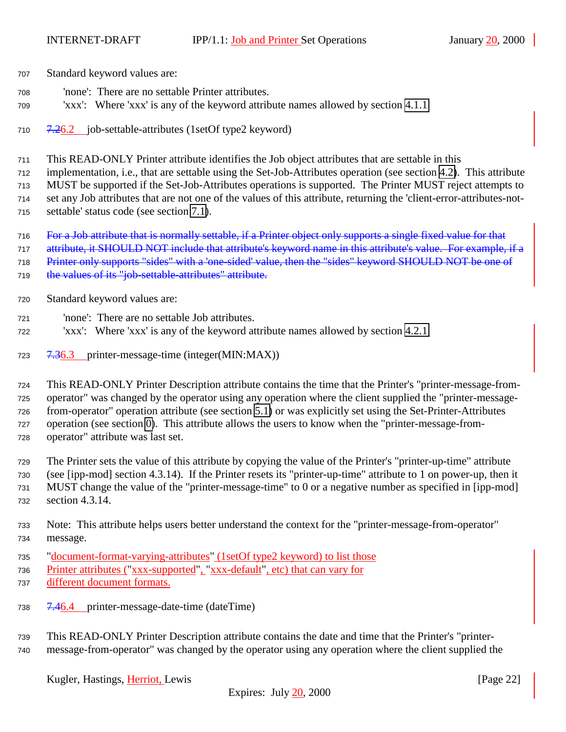Standard keyword values are:

'none': There are no settable Printer attributes.
'xxx': Where 'xxx' is any of the keyword attribute names allowed by section 4.1.1.

### ~~7.2~~6.2 job-settable-attributes (1setOf type2 keyword)

This READ-ONLY Printer attribute identifies the Job object attributes that are settable in this implementation, i.e., that are settable using the Set-Job-Attributes operation (see section 4.2). This attribute MUST be supported if the Set-Job-Attributes operations is supported. The Printer MUST reject attempts to set any Job attributes that are not one of the values of this attribute, returning the 'client-error-attributes-not-settable' status code (see section 7.1).

~~For a Job attribute that is normally settable, if a Printer object only supports a single fixed value for that attribute, it SHOULD NOT include that attribute's keyword name in this attribute's value. For example, if a Printer only supports "sides" with a 'one-sided' value, then the "sides" keyword SHOULD NOT be one of the values of its "job-settable-attributes" attribute.~~

Standard keyword values are:

'none': There are no settable Job attributes.
'xxx': Where 'xxx' is any of the keyword attribute names allowed by section 4.2.1.

### ~~7.3~~6.3 printer-message-time (integer(MIN:MAX))

This READ-ONLY Printer Description attribute contains the time that the Printer's "printer-message-from-operator" was changed by the operator using any operation where the client supplied the "printer-message-from-operator" operation attribute (see section 5.1) or was explicitly set using the Set-Printer-Attributes operation (see section 0). This attribute allows the users to know when the "printer-message-from-operator" attribute was last set.

The Printer sets the value of this attribute by copying the value of the Printer's "printer-up-time" attribute (see [ipp-mod] section 4.3.14). If the Printer resets its "printer-up-time" attribute to 1 on power-up, then it MUST change the value of the "printer-message-time" to 0 or a negative number as specified in [ipp-mod] section 4.3.14.

Note: This attribute helps users better understand the context for the "printer-message-from-operator" message.

"document-format-varying-attributes" (1setOf type2 keyword) to list those Printer attributes ("xxx-supported", "xxx-default", etc) that can vary for different document formats.

### ~~7.4~~6.4 printer-message-date-time (dateTime)

This READ-ONLY Printer Description attribute contains the date and time that the Printer's "printer-message-from-operator" was changed by the operator using any operation where the client supplied the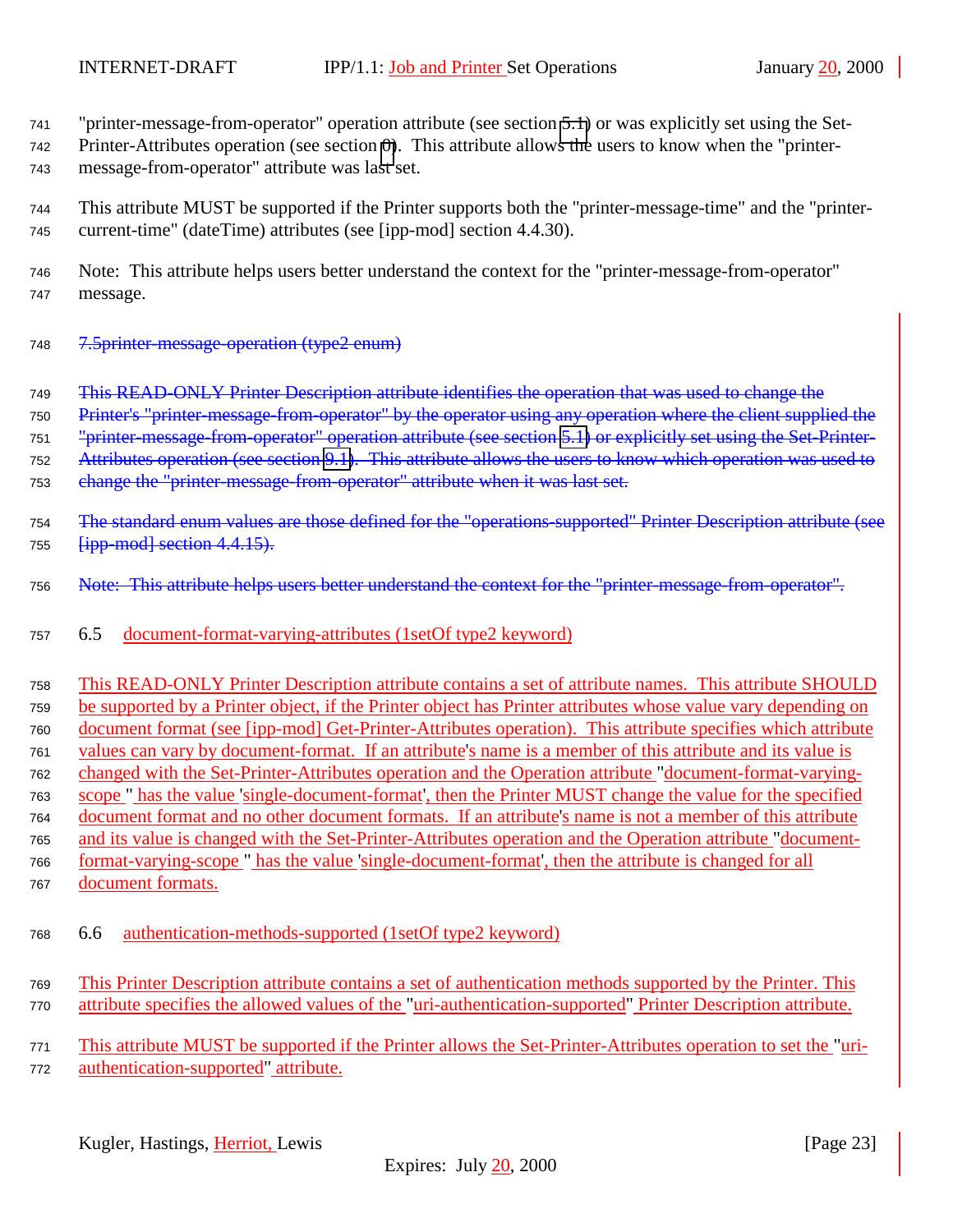"printer-message-from-operator" operation attribute (see section 5.1) or was explicitly set using the Set-Printer-Attributes operation (see section 0). This attribute allows the users to know when the "printer-message-from-operator" attribute was last set.

This attribute MUST be supported if the Printer supports both the "printer-message-time" and the "printer-current-time" (dateTime) attributes (see [ipp-mod] section 4.4.30).

Note: This attribute helps users better understand the context for the "printer-message-from-operator" message.

~~7.5printer-message-operation (type2 enum)~~

~~This READ-ONLY Printer Description attribute identifies the operation that was used to change the Printer's "printer-message-from-operator" by the operator using any operation where the client supplied the "printer-message-from-operator" operation attribute (see section 5.1) or explicitly set using the Set-Printer-Attributes operation (see section 9.1). This attribute allows the users to know which operation was used to change the "printer-message-from-operator" attribute when it was last set.~~

~~The standard enum values are those defined for the "operations-supported" Printer Description attribute (see [ipp-mod] section 4.4.15).~~

~~Note: This attribute helps users better understand the context for the "printer-message-from-operator".~~

## 6.5 document-format-varying-attributes (1setOf type2 keyword)

This READ-ONLY Printer Description attribute contains a set of attribute names. This attribute SHOULD be supported by a Printer object, if the Printer object has Printer attributes whose value vary depending on document format (see [ipp-mod] Get-Printer-Attributes operation). This attribute specifies which attribute values can vary by document-format. If an attribute's name is a member of this attribute and its value is changed with the Set-Printer-Attributes operation and the Operation attribute "document-format-varying-scope " has the value 'single-document-format', then the Printer MUST change the value for the specified document format and no other document formats. If an attribute's name is not a member of this attribute and its value is changed with the Set-Printer-Attributes operation and the Operation attribute "document-format-varying-scope " has the value 'single-document-format', then the attribute is changed for all document formats.

## 6.6 authentication-methods-supported (1setOf type2 keyword)

This Printer Description attribute contains a set of authentication methods supported by the Printer. This attribute specifies the allowed values of the "uri-authentication-supported" Printer Description attribute.

This attribute MUST be supported if the Printer allows the Set-Printer-Attributes operation to set the "uri-authentication-supported" attribute.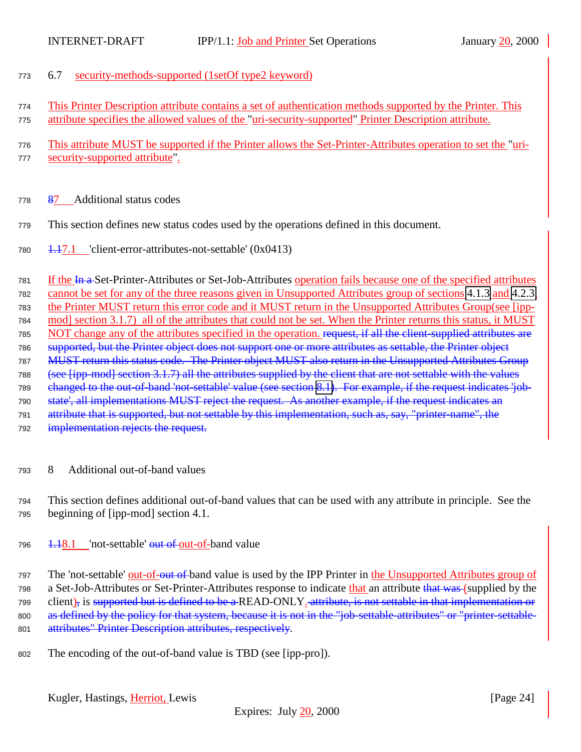## 6.7 security-methods-supported (1setOf type2 keyword)

This Printer Description attribute contains a set of authentication methods supported by the Printer. This attribute specifies the allowed values of the "uri-security-supported" Printer Description attribute.

This attribute MUST be supported if the Printer allows the Set-Printer-Attributes operation to set the "uri-security-supported attribute".

# 87 Additional status codes

This section defines new status codes used by the operations defined in this document.

## 1.17.1 'client-error-attributes-not-settable' (0x0413)

If the In a Set-Printer-Attributes or Set-Job-Attributes operation fails because one of the specified attributes cannot be set for any of the three reasons given in Unsupported Attributes group of sections 4.1.3 and 4.2.3, the Printer MUST return this error code and it MUST return in the Unsupported Attributes Group(see [ipp-mod] section 3.1.7) all of the attributes that could not be set. When the Printer returns this status, it MUST NOT change any of the attributes specified in the operation. request, if all the client-supplied attributes are supported, but the Printer object does not support one or more attributes as settable, the Printer object MUST return this status code. The Printer object MUST also return in the Unsupported Attributes Group (see [ipp-mod] section 3.1.7) all the attributes supplied by the client that are not settable with the values changed to the out-of-band 'not-settable' value (see section 8.1). For example, if the request indicates 'job-state', all implementations MUST reject the request. As another example, if the request indicates an attribute that is supported, but not settable by this implementation, such as, say, "printer-name", the implementation rejects the request.

# 8 Additional out-of-band values

This section defines additional out-of-band values that can be used with any attribute in principle. See the beginning of [ipp-mod] section 4.1.

## 1.18.1 'not-settable' out of out-of-band value

The 'not-settable' out-of-out of band value is used by the IPP Printer in the Unsupported Attributes group of a Set-Job-Attributes or Set-Printer-Attributes response to indicate that an attribute that was (supplied by the client), is supported but is defined to be a READ-ONLY. attribute, is not settable in that implementation or as defined by the policy for that system, because it is not in the "job-settable-attributes" or "printer-settable-attributes" Printer Description attributes, respectively.

The encoding of the out-of-band value is TBD (see [ipp-pro]).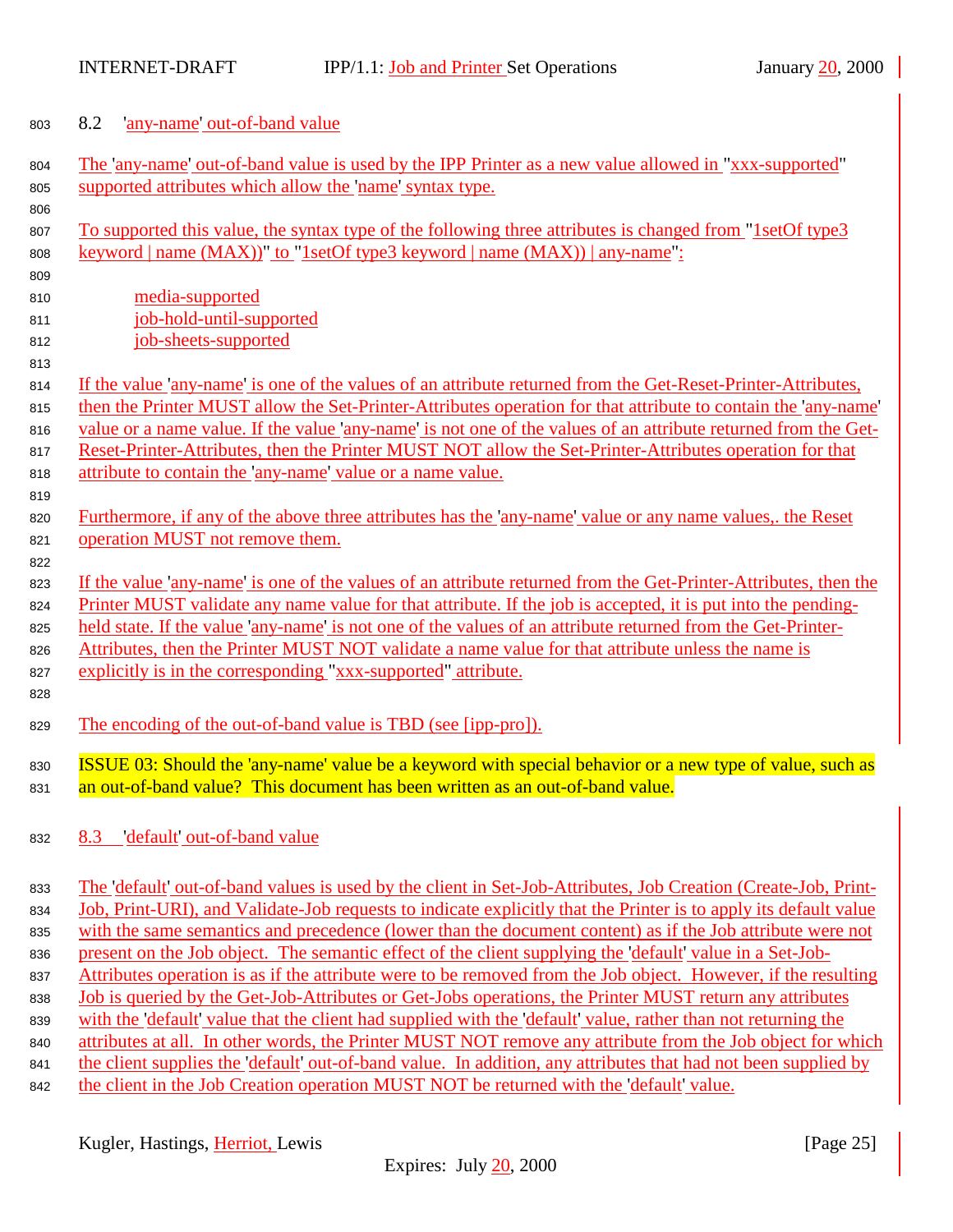## 8.2 'any-name' out-of-band value

The 'any-name' out-of-band value is used by the IPP Printer as a new value allowed in "xxx-supported" supported attributes which allow the 'name' syntax type.

To supported this value, the syntax type of the following three attributes is changed from "1setOf type3 keyword | name (MAX))" to "1setOf type3 keyword | name (MAX)) | any-name":

- media-supported
- job-hold-until-supported
- job-sheets-supported

If the value 'any-name' is one of the values of an attribute returned from the Get-Reset-Printer-Attributes, then the Printer MUST allow the Set-Printer-Attributes operation for that attribute to contain the 'any-name' value or a name value. If the value 'any-name' is not one of the values of an attribute returned from the Get-Reset-Printer-Attributes, then the Printer MUST NOT allow the Set-Printer-Attributes operation for that attribute to contain the 'any-name' value or a name value.

Furthermore, if any of the above three attributes has the 'any-name' value or any name values,. the Reset operation MUST not remove them.

If the value 'any-name' is one of the values of an attribute returned from the Get-Printer-Attributes, then the Printer MUST validate any name value for that attribute. If the job is accepted, it is put into the pending-held state. If the value 'any-name' is not one of the values of an attribute returned from the Get-Printer-Attributes, then the Printer MUST NOT validate a name value for that attribute unless the name is explicitly is in the corresponding "xxx-supported" attribute.

The encoding of the out-of-band value is TBD (see [ipp-pro]).

ISSUE 03: Should the 'any-name' value be a keyword with special behavior or a new type of value, such as an out-of-band value? This document has been written as an out-of-band value.

## 8.3 'default' out-of-band value

The 'default' out-of-band values is used by the client in Set-Job-Attributes, Job Creation (Create-Job, Print-Job, Print-URI), and Validate-Job requests to indicate explicitly that the Printer is to apply its default value with the same semantics and precedence (lower than the document content) as if the Job attribute were not present on the Job object. The semantic effect of the client supplying the 'default' value in a Set-Job-Attributes operation is as if the attribute were to be removed from the Job object. However, if the resulting Job is queried by the Get-Job-Attributes or Get-Jobs operations, the Printer MUST return any attributes with the 'default' value that the client had supplied with the 'default' value, rather than not returning the attributes at all. In other words, the Printer MUST NOT remove any attribute from the Job object for which the client supplies the 'default' out-of-band value. In addition, any attributes that had not been supplied by the client in the Job Creation operation MUST NOT be returned with the 'default' value.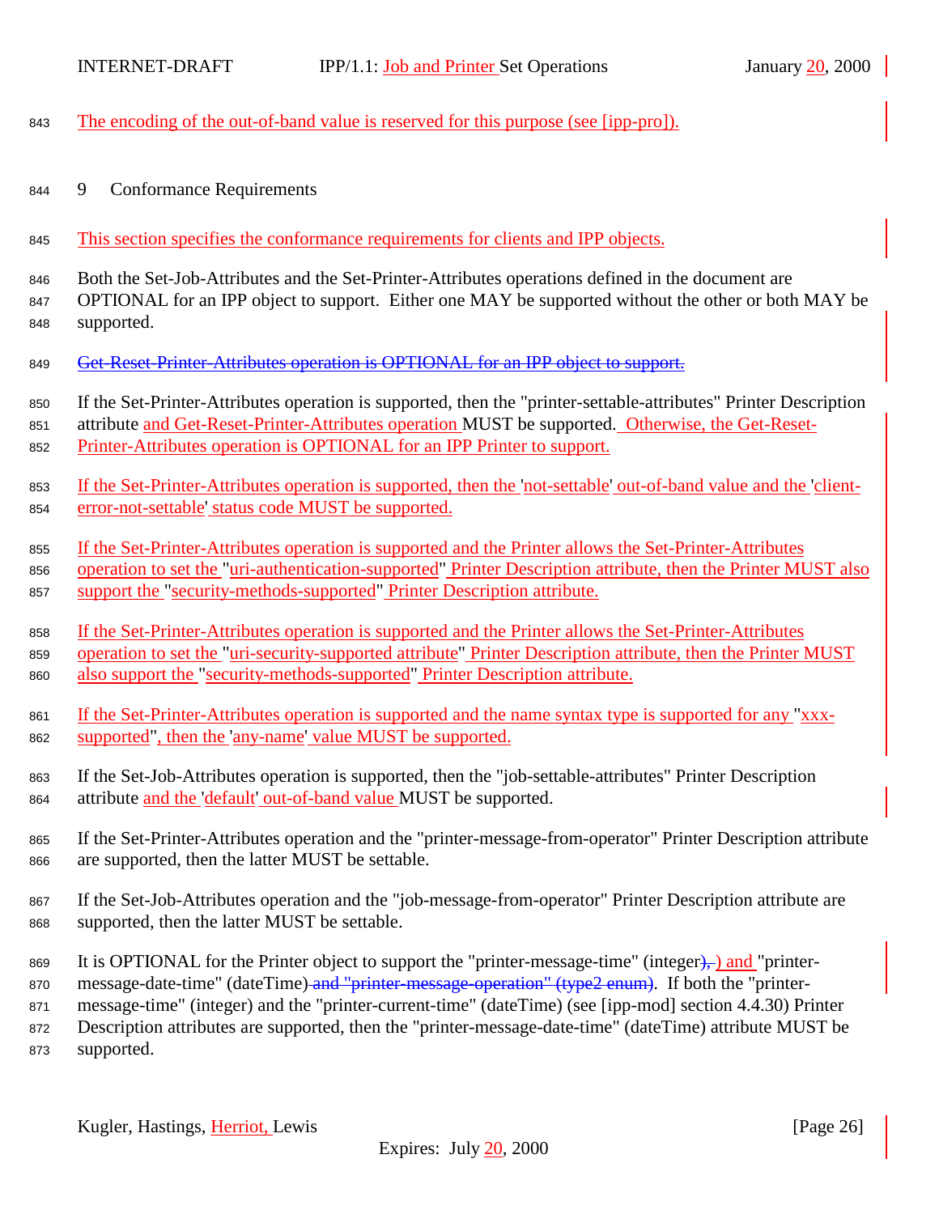The encoding of the out-of-band value is reserved for this purpose (see [ipp-pro]).

## 9 Conformance Requirements

This section specifies the conformance requirements for clients and IPP objects.

Both the Set-Job-Attributes and the Set-Printer-Attributes operations defined in the document are OPTIONAL for an IPP object to support. Either one MAY be supported without the other or both MAY be supported.

~~Get-Reset-Printer-Attributes operation is OPTIONAL for an IPP object to support.~~

If the Set-Printer-Attributes operation is supported, then the "printer-settable-attributes" Printer Description attribute and Get-Reset-Printer-Attributes operation MUST be supported. Otherwise, the Get-Reset-Printer-Attributes operation is OPTIONAL for an IPP Printer to support.

If the Set-Printer-Attributes operation is supported, then the 'not-settable' out-of-band value and the 'client-error-not-settable' status code MUST be supported.

If the Set-Printer-Attributes operation is supported and the Printer allows the Set-Printer-Attributes operation to set the "uri-authentication-supported" Printer Description attribute, then the Printer MUST also support the "security-methods-supported" Printer Description attribute.

If the Set-Printer-Attributes operation is supported and the Printer allows the Set-Printer-Attributes operation to set the "uri-security-supported attribute" Printer Description attribute, then the Printer MUST also support the "security-methods-supported" Printer Description attribute.

If the Set-Printer-Attributes operation is supported and the name syntax type is supported for any "xxx-supported", then the 'any-name' value MUST be supported.

If the Set-Job-Attributes operation is supported, then the "job-settable-attributes" Printer Description attribute and the 'default' out-of-band value MUST be supported.

If the Set-Printer-Attributes operation and the "printer-message-from-operator" Printer Description attribute are supported, then the latter MUST be settable.

If the Set-Job-Attributes operation and the "job-message-from-operator" Printer Description attribute are supported, then the latter MUST be settable.

It is OPTIONAL for the Printer object to support the "printer-message-time" (integer~~),~~) and "printer-message-date-time" (dateTime)~~ and "printer-message-operation" (type2 enum)~~. If both the "printer-message-time" (integer) and the "printer-current-time" (dateTime) (see [ipp-mod] section 4.4.30) Printer Description attributes are supported, then the "printer-message-date-time" (dateTime) attribute MUST be supported.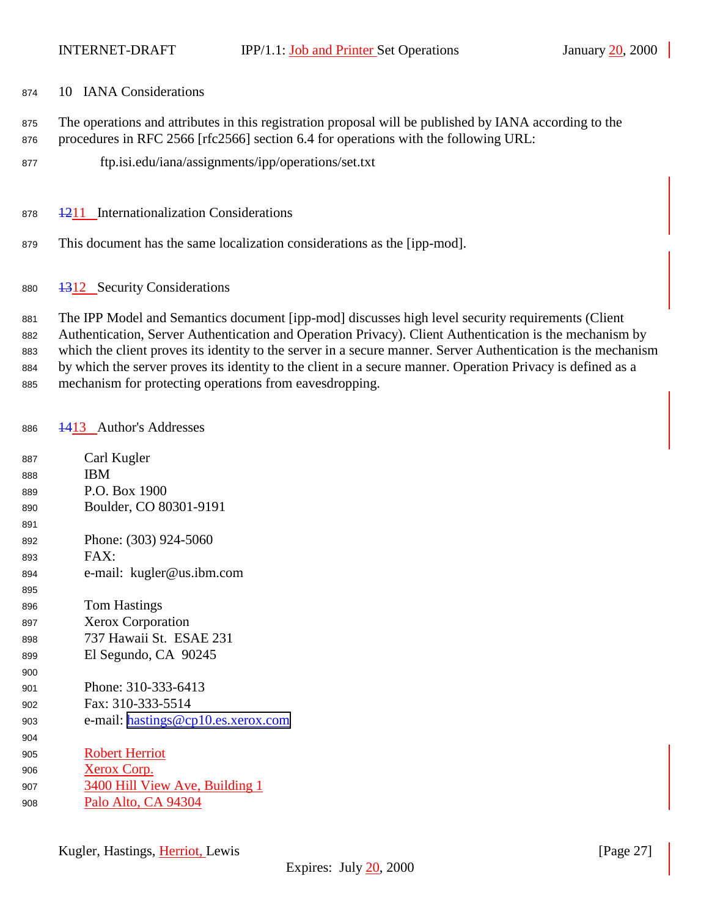## 10 IANA Considerations

The operations and attributes in this registration proposal will be published by IANA according to the procedures in RFC 2566 [rfc2566] section 6.4 for operations with the following URL:

ftp.isi.edu/iana/assignments/ipp/operations/set.txt

## 11 Internationalization Considerations

This document has the same localization considerations as the [ipp-mod].

## 12 Security Considerations

The IPP Model and Semantics document [ipp-mod] discusses high level security requirements (Client Authentication, Server Authentication and Operation Privacy). Client Authentication is the mechanism by which the client proves its identity to the server in a secure manner. Server Authentication is the mechanism by which the server proves its identity to the client in a secure manner. Operation Privacy is defined as a mechanism for protecting operations from eavesdropping.

## 13 Author's Addresses

Carl Kugler
IBM
P.O. Box 1900
Boulder, CO 80301-9191

Phone: (303) 924-5060
FAX:
e-mail: kugler@us.ibm.com

Tom Hastings
Xerox Corporation
737 Hawaii St. ESAE 231
El Segundo, CA 90245

Phone: 310-333-6413
Fax: 310-333-5514
e-mail: hastings@cp10.es.xerox.com

Robert Herriot
Xerox Corp.
3400 Hill View Ave, Building 1
Palo Alto, CA 94304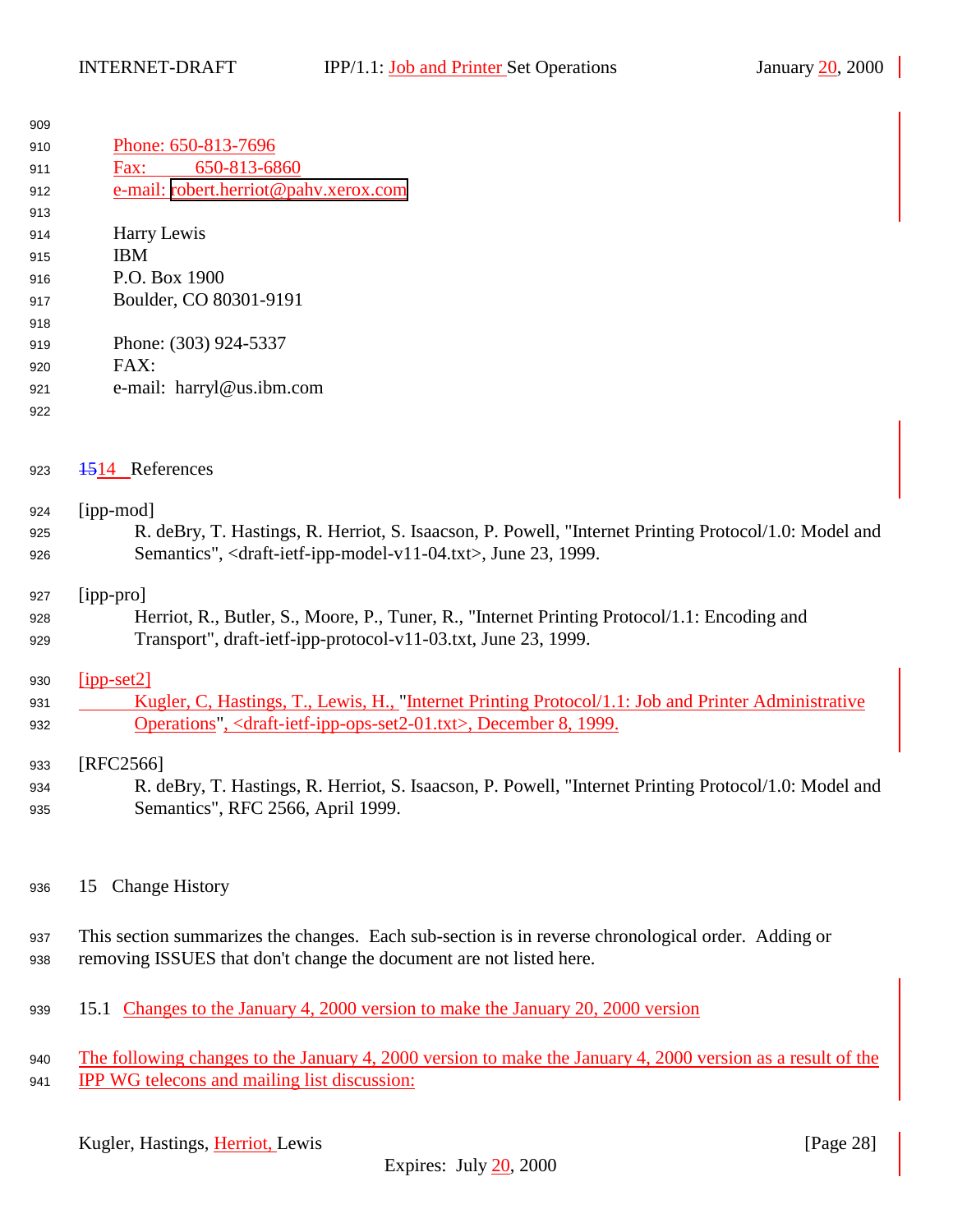Phone: 650-813-7696
Fax: 650-813-6860
e-mail: robert.herriot@pahv.xerox.com

Harry Lewis
IBM
P.O. Box 1900
Boulder, CO 80301-9191

Phone: (303) 924-5337
FAX:
e-mail: harryl@us.ibm.com

# 1514 References

[ipp-mod]
R. deBry, T. Hastings, R. Herriot, S. Isaacson, P. Powell, "Internet Printing Protocol/1.0: Model and Semantics", <draft-ietf-ipp-model-v11-04.txt>, June 23, 1999.

[ipp-pro]
Herriot, R., Butler, S., Moore, P., Tuner, R., "Internet Printing Protocol/1.1: Encoding and Transport", draft-ietf-ipp-protocol-v11-03.txt, June 23, 1999.

[ipp-set2]
Kugler, C, Hastings, T., Lewis, H., "Internet Printing Protocol/1.1: Job and Printer Administrative Operations", <draft-ietf-ipp-ops-set2-01.txt>, December 8, 1999.

[RFC2566]
R. deBry, T. Hastings, R. Herriot, S. Isaacson, P. Powell, "Internet Printing Protocol/1.0: Model and Semantics", RFC 2566, April 1999.

# 15 Change History

This section summarizes the changes. Each sub-section is in reverse chronological order. Adding or removing ISSUES that don't change the document are not listed here.

## 15.1 Changes to the January 4, 2000 version to make the January 20, 2000 version

The following changes to the January 4, 2000 version to make the January 4, 2000 version as a result of the IPP WG telecons and mailing list discussion: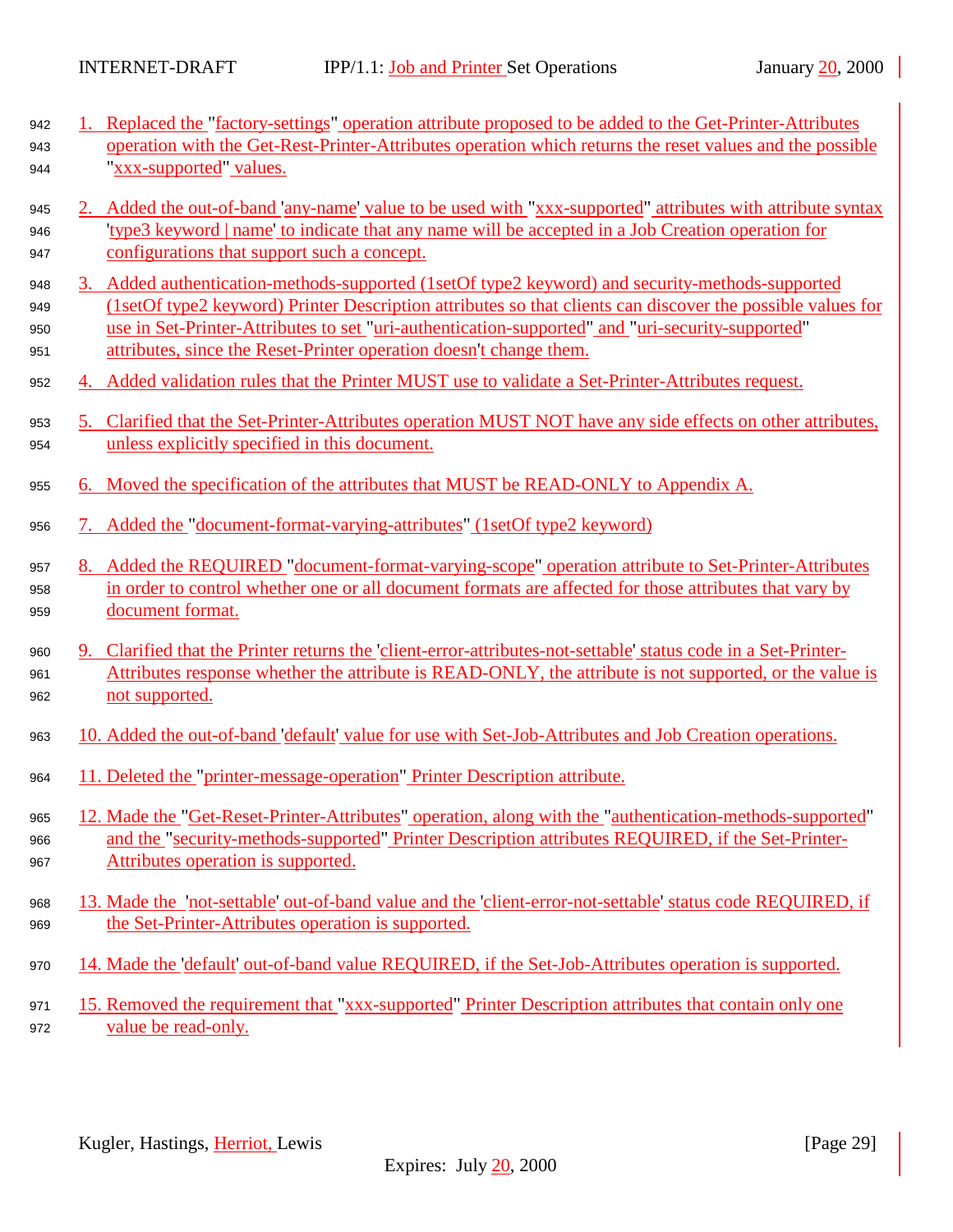1. Replaced the "factory-settings" operation attribute proposed to be added to the Get-Printer-Attributes operation with the Get-Rest-Printer-Attributes operation which returns the reset values and the possible "xxx-supported" values.

2. Added the out-of-band 'any-name' value to be used with "xxx-supported" attributes with attribute syntax 'type3 keyword | name' to indicate that any name will be accepted in a Job Creation operation for configurations that support such a concept.

3. Added authentication-methods-supported (1setOf type2 keyword) and security-methods-supported (1setOf type2 keyword) Printer Description attributes so that clients can discover the possible values for use in Set-Printer-Attributes to set "uri-authentication-supported" and "uri-security-supported" attributes, since the Reset-Printer operation doesn't change them.

4. Added validation rules that the Printer MUST use to validate a Set-Printer-Attributes request.

5. Clarified that the Set-Printer-Attributes operation MUST NOT have any side effects on other attributes, unless explicitly specified in this document.

6. Moved the specification of the attributes that MUST be READ-ONLY to Appendix A.

7. Added the "document-format-varying-attributes" (1setOf type2 keyword)

8. Added the REQUIRED "document-format-varying-scope" operation attribute to Set-Printer-Attributes in order to control whether one or all document formats are affected for those attributes that vary by document format.

9. Clarified that the Printer returns the 'client-error-attributes-not-settable' status code in a Set-Printer-Attributes response whether the attribute is READ-ONLY, the attribute is not supported, or the value is not supported.

10. Added the out-of-band 'default' value for use with Set-Job-Attributes and Job Creation operations.

11. Deleted the "printer-message-operation" Printer Description attribute.

12. Made the "Get-Reset-Printer-Attributes" operation, along with the "authentication-methods-supported" and the "security-methods-supported" Printer Description attributes REQUIRED, if the Set-Printer-Attributes operation is supported.

13. Made the 'not-settable' out-of-band value and the 'client-error-not-settable' status code REQUIRED, if the Set-Printer-Attributes operation is supported.

14. Made the 'default' out-of-band value REQUIRED, if the Set-Job-Attributes operation is supported.

15. Removed the requirement that "xxx-supported" Printer Description attributes that contain only one value be read-only.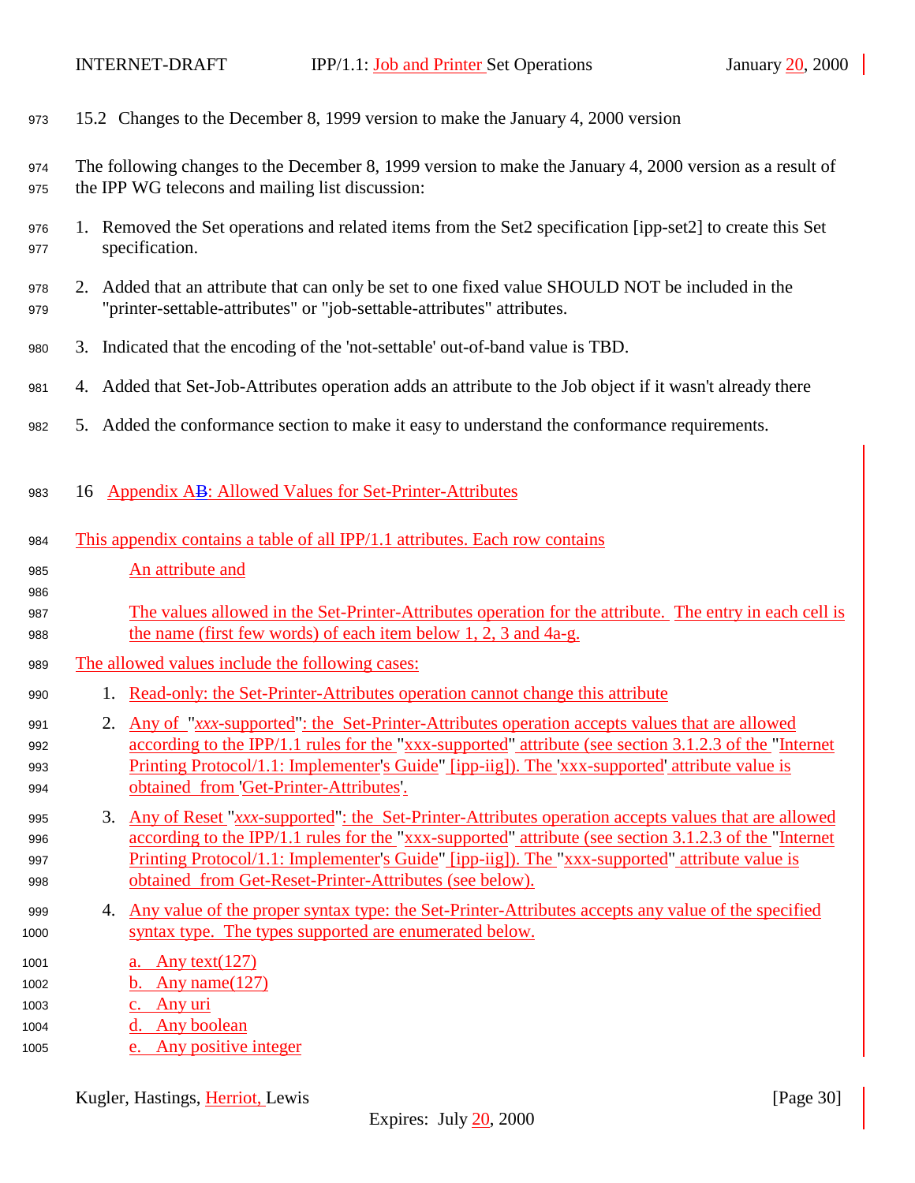## 15.2 Changes to the December 8, 1999 version to make the January 4, 2000 version

The following changes to the December 8, 1999 version to make the January 4, 2000 version as a result of the IPP WG telecons and mailing list discussion:

1. Removed the Set operations and related items from the Set2 specification [ipp-set2] to create this Set specification.
2. Added that an attribute that can only be set to one fixed value SHOULD NOT be included in the "printer-settable-attributes" or "job-settable-attributes" attributes.
3. Indicated that the encoding of the 'not-settable' out-of-band value is TBD.
4. Added that Set-Job-Attributes operation adds an attribute to the Job object if it wasn't already there
5. Added the conformance section to make it easy to understand the conformance requirements.

# 16 Appendix AB: Allowed Values for Set-Printer-Attributes

This appendix contains a table of all IPP/1.1 attributes. Each row contains

An attribute and

The values allowed in the Set-Printer-Attributes operation for the attribute. The entry in each cell is the name (first few words) of each item below 1, 2, 3 and 4a-g.

The allowed values include the following cases:

1. Read-only: the Set-Printer-Attributes operation cannot change this attribute
2. Any of "*xxx*-supported": the Set-Printer-Attributes operation accepts values that are allowed according to the IPP/1.1 rules for the "xxx-supported" attribute (see section 3.1.2.3 of the "Internet Printing Protocol/1.1: Implementer's Guide" [ipp-iig]). The 'xxx-supported' attribute value is obtained from 'Get-Printer-Attributes'.
3. Any of Reset "*xxx*-supported": the Set-Printer-Attributes operation accepts values that are allowed according to the IPP/1.1 rules for the "xxx-supported" attribute (see section 3.1.2.3 of the "Internet Printing Protocol/1.1: Implementer's Guide" [ipp-iig]). The "xxx-supported" attribute value is obtained from Get-Reset-Printer-Attributes (see below).
4. Any value of the proper syntax type: the Set-Printer-Attributes accepts any value of the specified syntax type. The types supported are enumerated below.

   a. Any text(127)
   b. Any name(127)
   c. Any uri
   d. Any boolean
   e. Any positive integer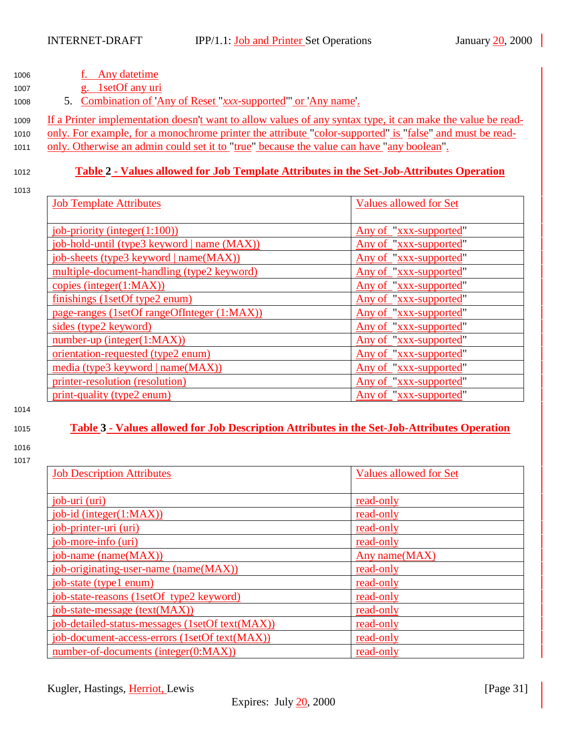f. Any datetime

g. 1setOf any uri

5. Combination of 'Any of Reset "*xxx*-supported"' or 'Any name'.

If a Printer implementation doesn't want to allow values of any syntax type, it can make the value be read-only. For example, for a monochrome printer the attribute "color-supported" is "false" and must be read-only. Otherwise an admin could set it to "true" because the value can have "any boolean".

**Table 2 - Values allowed for Job Template Attributes in the Set-Job-Attributes Operation**

| Job Template Attributes | Values allowed for Set |
|---|---|
| job-priority (integer(1:100)) | Any of "xxx-supported" |
| job-hold-until (type3 keyword \| name (MAX)) | Any of "xxx-supported" |
| job-sheets (type3 keyword \| name(MAX)) | Any of "xxx-supported" |
| multiple-document-handling (type2 keyword) | Any of "xxx-supported" |
| copies (integer(1:MAX)) | Any of "xxx-supported" |
| finishings (1setOf type2 enum) | Any of "xxx-supported" |
| page-ranges (1setOf rangeOfInteger (1:MAX)) | Any of "xxx-supported" |
| sides (type2 keyword) | Any of "xxx-supported" |
| number-up (integer(1:MAX)) | Any of "xxx-supported" |
| orientation-requested (type2 enum) | Any of "xxx-supported" |
| media (type3 keyword \| name(MAX)) | Any of "xxx-supported" |
| printer-resolution (resolution) | Any of "xxx-supported" |
| print-quality (type2 enum) | Any of "xxx-supported" |

**Table 3 - Values allowed for Job Description Attributes in the Set-Job-Attributes Operation**

| Job Description Attributes | Values allowed for Set |
|---|---|
| job-uri (uri) | read-only |
| job-id (integer(1:MAX)) | read-only |
| job-printer-uri (uri) | read-only |
| job-more-info (uri) | read-only |
| job-name (name(MAX)) | Any name(MAX) |
| job-originating-user-name (name(MAX)) | read-only |
| job-state (type1 enum) | read-only |
| job-state-reasons (1setOf type2 keyword) | read-only |
| job-state-message (text(MAX)) | read-only |
| job-detailed-status-messages (1setOf text(MAX)) | read-only |
| job-document-access-errors (1setOf text(MAX)) | read-only |
| number-of-documents (integer(0:MAX)) | read-only |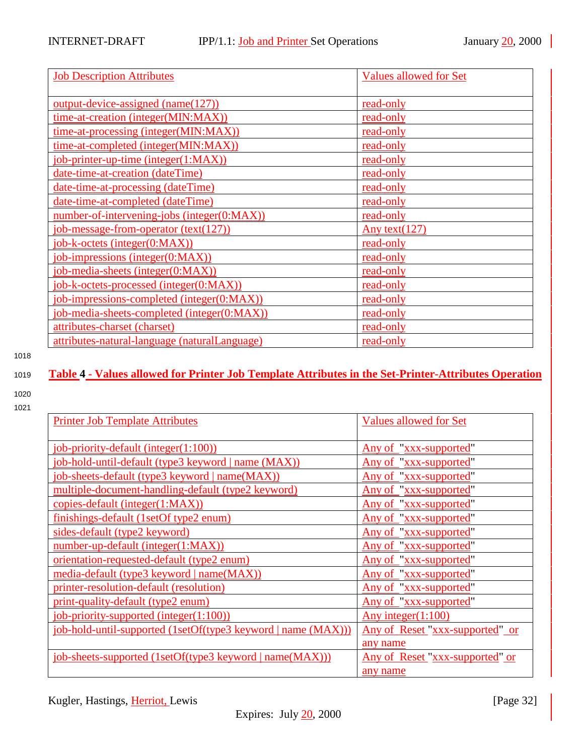| Job Description Attributes | Values allowed for Set |
| --- | --- |
| output-device-assigned (name(127)) | read-only |
| time-at-creation (integer(MIN:MAX)) | read-only |
| time-at-processing (integer(MIN:MAX)) | read-only |
| time-at-completed (integer(MIN:MAX)) | read-only |
| job-printer-up-time (integer(1:MAX)) | read-only |
| date-time-at-creation (dateTime) | read-only |
| date-time-at-processing (dateTime) | read-only |
| date-time-at-completed (dateTime) | read-only |
| number-of-intervening-jobs (integer(0:MAX)) | read-only |
| job-message-from-operator (text(127)) | Any text(127) |
| job-k-octets (integer(0:MAX)) | read-only |
| job-impressions (integer(0:MAX)) | read-only |
| job-media-sheets (integer(0:MAX)) | read-only |
| job-k-octets-processed (integer(0:MAX)) | read-only |
| job-impressions-completed (integer(0:MAX)) | read-only |
| job-media-sheets-completed (integer(0:MAX)) | read-only |
| attributes-charset (charset) | read-only |
| attributes-natural-language (naturalLanguage) | read-only |

**Table 4 - Values allowed for Printer Job Template Attributes in the Set-Printer-Attributes Operation**

| Printer Job Template Attributes | Values allowed for Set |
| --- | --- |
| job-priority-default (integer(1:100)) | Any of "xxx-supported" |
| job-hold-until-default (type3 keyword \| name (MAX)) | Any of "xxx-supported" |
| job-sheets-default (type3 keyword \| name(MAX)) | Any of "xxx-supported" |
| multiple-document-handling-default (type2 keyword) | Any of "xxx-supported" |
| copies-default (integer(1:MAX)) | Any of "xxx-supported" |
| finishings-default (1setOf type2 enum) | Any of "xxx-supported" |
| sides-default (type2 keyword) | Any of "xxx-supported" |
| number-up-default (integer(1:MAX)) | Any of "xxx-supported" |
| orientation-requested-default (type2 enum) | Any of "xxx-supported" |
| media-default (type3 keyword \| name(MAX)) | Any of "xxx-supported" |
| printer-resolution-default (resolution) | Any of "xxx-supported" |
| print-quality-default (type2 enum) | Any of "xxx-supported" |
| job-priority-supported (integer(1:100)) | Any integer(1:100) |
| job-hold-until-supported (1setOf(type3 keyword \| name (MAX))) | Any of Reset "xxx-supported" or any name |
| job-sheets-supported (1setOf(type3 keyword \| name(MAX))) | Any of Reset "xxx-supported" or any name |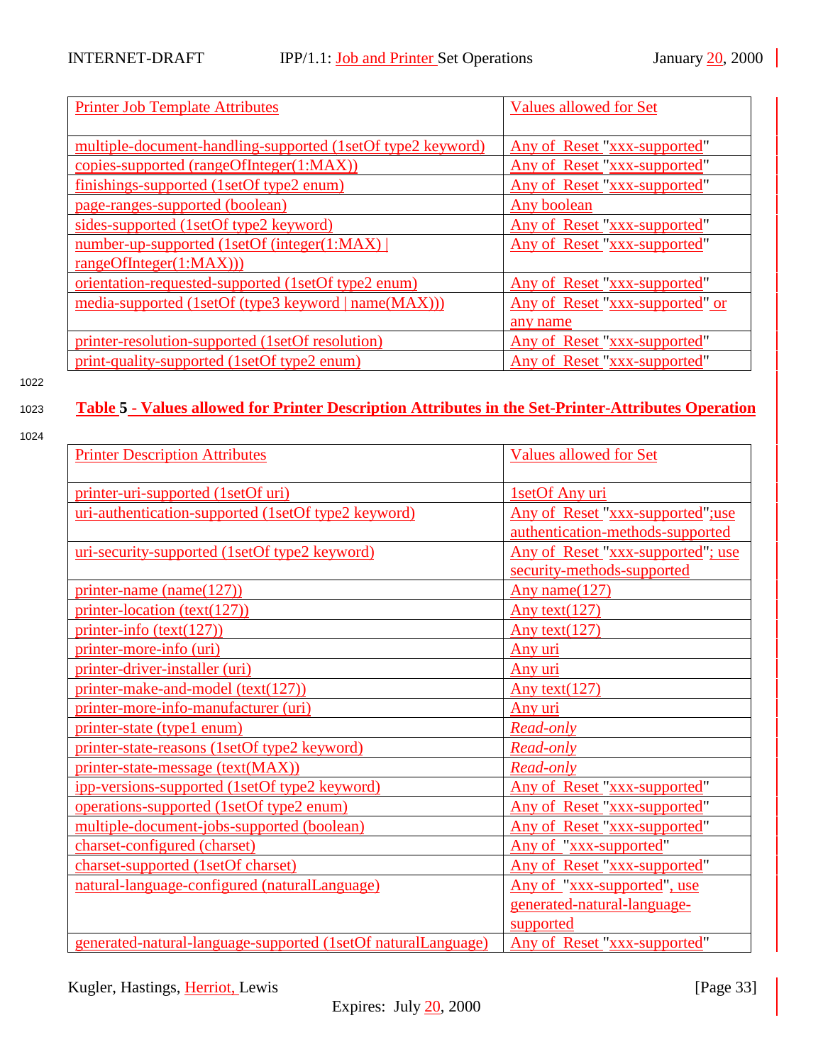| Printer Job Template Attributes | Values allowed for Set |
|---|---|
| multiple-document-handling-supported (1setOf type2 keyword) | Any of Reset "xxx-supported" |
| copies-supported (rangeOfInteger(1:MAX)) | Any of Reset "xxx-supported" |
| finishings-supported (1setOf type2 enum) | Any of Reset "xxx-supported" |
| page-ranges-supported (boolean) | Any boolean |
| sides-supported (1setOf type2 keyword) | Any of Reset "xxx-supported" |
| number-up-supported (1setOf (integer(1:MAX) \| rangeOfInteger(1:MAX))) | Any of Reset "xxx-supported" |
| orientation-requested-supported (1setOf type2 enum) | Any of Reset "xxx-supported" |
| media-supported (1setOf (type3 keyword \| name(MAX))) | Any of Reset "xxx-supported" or any name |
| printer-resolution-supported (1setOf resolution) | Any of Reset "xxx-supported" |
| print-quality-supported (1setOf type2 enum) | Any of Reset "xxx-supported" |

**Table 5 - Values allowed for Printer Description Attributes in the Set-Printer-Attributes Operation**

| Printer Description Attributes | Values allowed for Set |
|---|---|
| printer-uri-supported (1setOf uri) | 1setOf Any uri |
| uri-authentication-supported (1setOf type2 keyword) | Any of Reset "xxx-supported";use authentication-methods-supported |
| uri-security-supported (1setOf type2 keyword) | Any of Reset "xxx-supported"; use security-methods-supported |
| printer-name (name(127)) | Any name(127) |
| printer-location (text(127)) | Any text(127) |
| printer-info (text(127)) | Any text(127) |
| printer-more-info (uri) | Any uri |
| printer-driver-installer (uri) | Any uri |
| printer-make-and-model (text(127)) | Any text(127) |
| printer-more-info-manufacturer (uri) | Any uri |
| printer-state (type1 enum) | *Read-only* |
| printer-state-reasons (1setOf type2 keyword) | *Read-only* |
| printer-state-message (text(MAX)) | *Read-only* |
| ipp-versions-supported (1setOf type2 keyword) | Any of Reset "xxx-supported" |
| operations-supported (1setOf type2 enum) | Any of Reset "xxx-supported" |
| multiple-document-jobs-supported (boolean) | Any of Reset "xxx-supported" |
| charset-configured (charset) | Any of "xxx-supported" |
| charset-supported (1setOf charset) | Any of Reset "xxx-supported" |
| natural-language-configured (naturalLanguage) | Any of "xxx-supported", use generated-natural-language-supported |
| generated-natural-language-supported (1setOf naturalLanguage) | Any of Reset "xxx-supported" |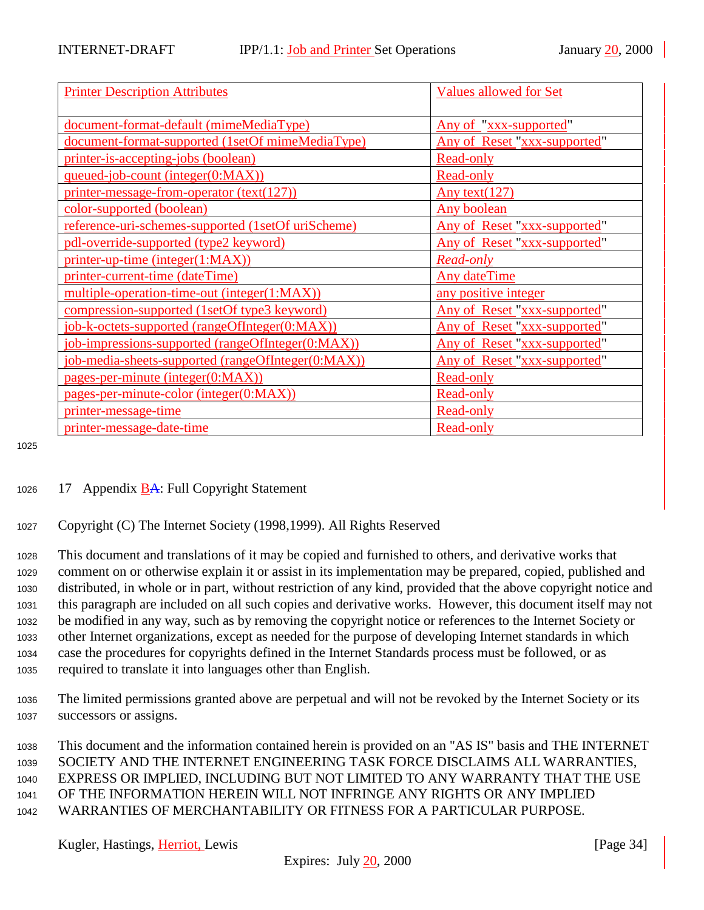| Printer Description Attributes | Values allowed for Set |
|---|---|
| document-format-default (mimeMediaType) | Any of "xxx-supported" |
| document-format-supported (1setOf mimeMediaType) | Any of Reset "xxx-supported" |
| printer-is-accepting-jobs (boolean) | Read-only |
| queued-job-count (integer(0:MAX)) | Read-only |
| printer-message-from-operator (text(127)) | Any text(127) |
| color-supported (boolean) | Any boolean |
| reference-uri-schemes-supported (1setOf uriScheme) | Any of Reset "xxx-supported" |
| pdl-override-supported (type2 keyword) | Any of Reset "xxx-supported" |
| printer-up-time (integer(1:MAX)) | *Read-only* |
| printer-current-time (dateTime) | Any dateTime |
| multiple-operation-time-out (integer(1:MAX)) | any positive integer |
| compression-supported (1setOf type3 keyword) | Any of Reset "xxx-supported" |
| job-k-octets-supported (rangeOfInteger(0:MAX)) | Any of Reset "xxx-supported" |
| job-impressions-supported (rangeOfInteger(0:MAX)) | Any of Reset "xxx-supported" |
| job-media-sheets-supported (rangeOfInteger(0:MAX)) | Any of Reset "xxx-supported" |
| pages-per-minute (integer(0:MAX)) | Read-only |
| pages-per-minute-color (integer(0:MAX)) | Read-only |
| printer-message-time | Read-only |
| printer-message-date-time | Read-only |

# 17 Appendix BA: Full Copyright Statement

Copyright (C) The Internet Society (1998,1999). All Rights Reserved

This document and translations of it may be copied and furnished to others, and derivative works that comment on or otherwise explain it or assist in its implementation may be prepared, copied, published and distributed, in whole or in part, without restriction of any kind, provided that the above copyright notice and this paragraph are included on all such copies and derivative works. However, this document itself may not be modified in any way, such as by removing the copyright notice or references to the Internet Society or other Internet organizations, except as needed for the purpose of developing Internet standards in which case the procedures for copyrights defined in the Internet Standards process must be followed, or as required to translate it into languages other than English.

The limited permissions granted above are perpetual and will not be revoked by the Internet Society or its successors or assigns.

This document and the information contained herein is provided on an "AS IS" basis and THE INTERNET SOCIETY AND THE INTERNET ENGINEERING TASK FORCE DISCLAIMS ALL WARRANTIES, EXPRESS OR IMPLIED, INCLUDING BUT NOT LIMITED TO ANY WARRANTY THAT THE USE OF THE INFORMATION HEREIN WILL NOT INFRINGE ANY RIGHTS OR ANY IMPLIED WARRANTIES OF MERCHANTABILITY OR FITNESS FOR A PARTICULAR PURPOSE.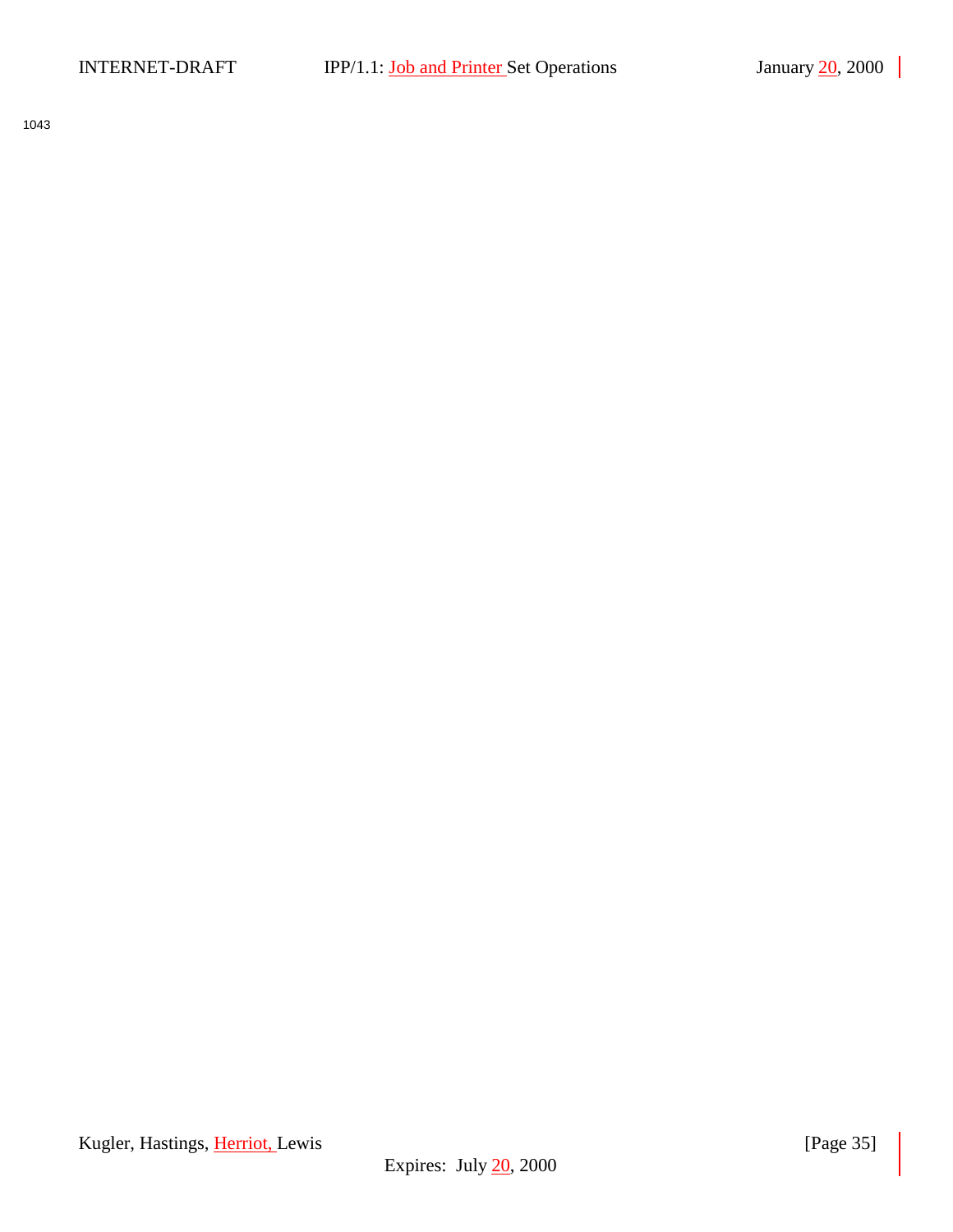1043